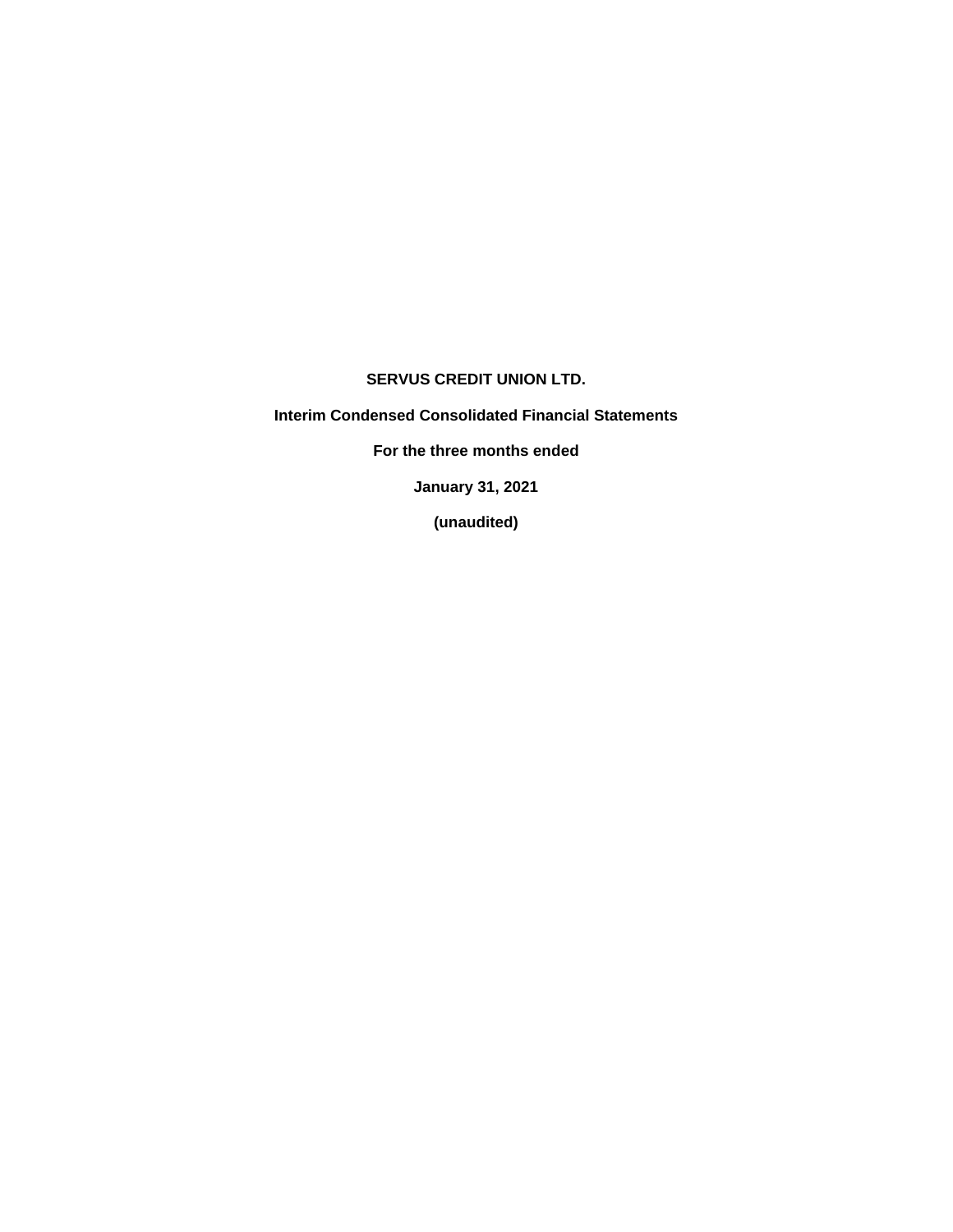**SERVUS CREDIT UNION LTD.**

**Interim Condensed Consolidated Financial Statements**

**For the three months ended**

**January 31, 2021**

**(unaudited)**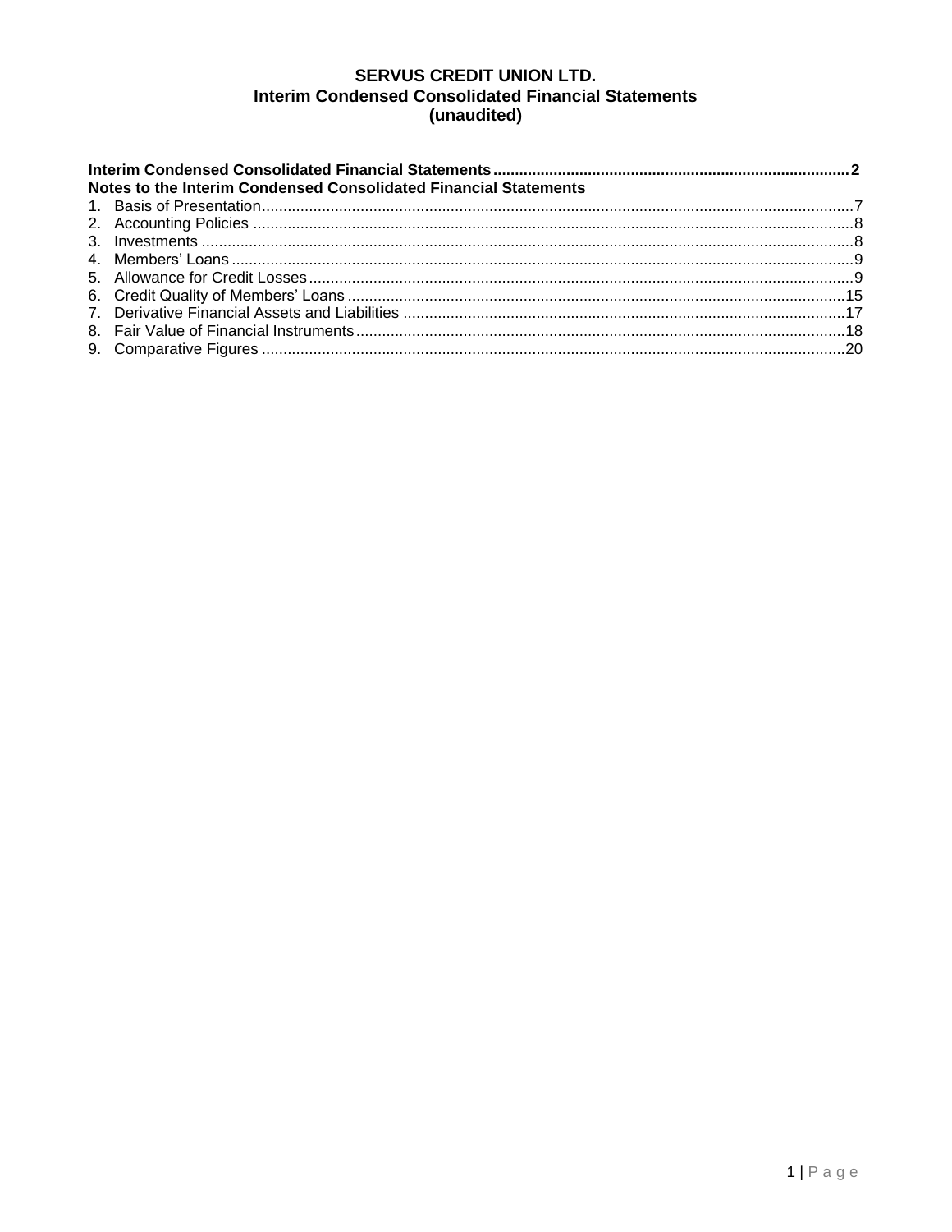# SERVUS CREDIT UNION LTD.
## Interim Condensed Consolidated Financial Statements
## (unaudited)

**Interim Condensed Consolidated Financial Statements** .................................................... **2**

**Notes to the Interim Condensed Consolidated Financial Statements**

1. Basis of Presentation ........................................................................ 7
2. Accounting Policies .......................................................................... 8
3. Investments ...................................................................................... 8
4. Members' Loans ............................................................................... 9
5. Allowance for Credit Losses ............................................................. 9
6. Credit Quality of Members' Loans ................................................... 15
7. Derivative Financial Assets and Liabilities ...................................... 17
8. Fair Value of Financial Instruments ................................................. 18
9. Comparative Figures ....................................................................... 20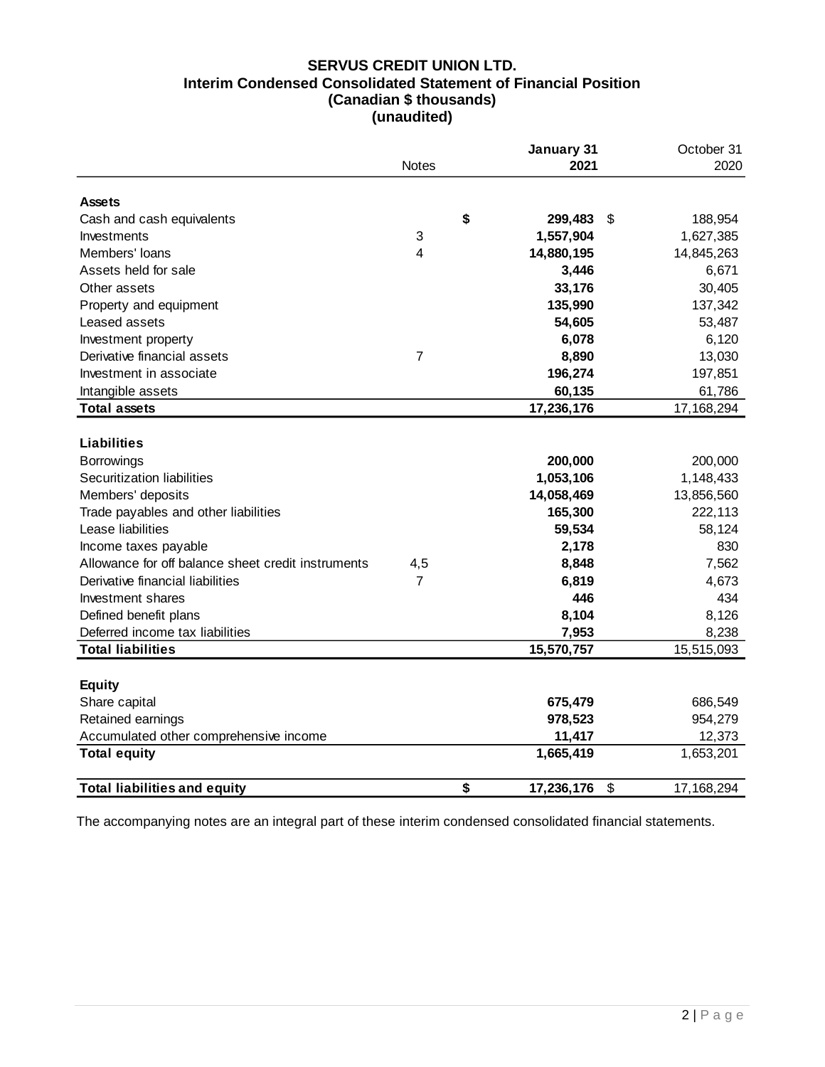# SERVUS CREDIT UNION LTD.
## Interim Condensed Consolidated Statement of Financial Position
### (Canadian $ thousands)
### (unaudited)

| | Notes | January 31 2021 | October 31 2020 |
|---|---|---|---|
| **Assets** | | | |
| Cash and cash equivalents | | **$ 299,483** | $ 188,954 |
| Investments | 3 | **1,557,904** | 1,627,385 |
| Members' loans | 4 | **14,880,195** | 14,845,263 |
| Assets held for sale | | **3,446** | 6,671 |
| Other assets | | **33,176** | 30,405 |
| Property and equipment | | **135,990** | 137,342 |
| Leased assets | | **54,605** | 53,487 |
| Investment property | | **6,078** | 6,120 |
| Derivative financial assets | 7 | **8,890** | 13,030 |
| Investment in associate | | **196,274** | 197,851 |
| Intangible assets | | **60,135** | 61,786 |
| **Total assets** | | **17,236,176** | 17,168,294 |
| **Liabilities** | | | |
| Borrowings | | **200,000** | 200,000 |
| Securitization liabilities | | **1,053,106** | 1,148,433 |
| Members' deposits | | **14,058,469** | 13,856,560 |
| Trade payables and other liabilities | | **165,300** | 222,113 |
| Lease liabilities | | **59,534** | 58,124 |
| Income taxes payable | | **2,178** | 830 |
| Allowance for off balance sheet credit instruments | 4,5 | **8,848** | 7,562 |
| Derivative financial liabilities | 7 | **6,819** | 4,673 |
| Investment shares | | **446** | 434 |
| Defined benefit plans | | **8,104** | 8,126 |
| Deferred income tax liabilities | | **7,953** | 8,238 |
| **Total liabilities** | | **15,570,757** | 15,515,093 |
| **Equity** | | | |
| Share capital | | **675,479** | 686,549 |
| Retained earnings | | **978,523** | 954,279 |
| Accumulated other comprehensive income | | **11,417** | 12,373 |
| **Total equity** | | **1,665,419** | 1,653,201 |
| **Total liabilities and equity** | | **$ 17,236,176** | $ 17,168,294 |

The accompanying notes are an integral part of these interim condensed consolidated financial statements.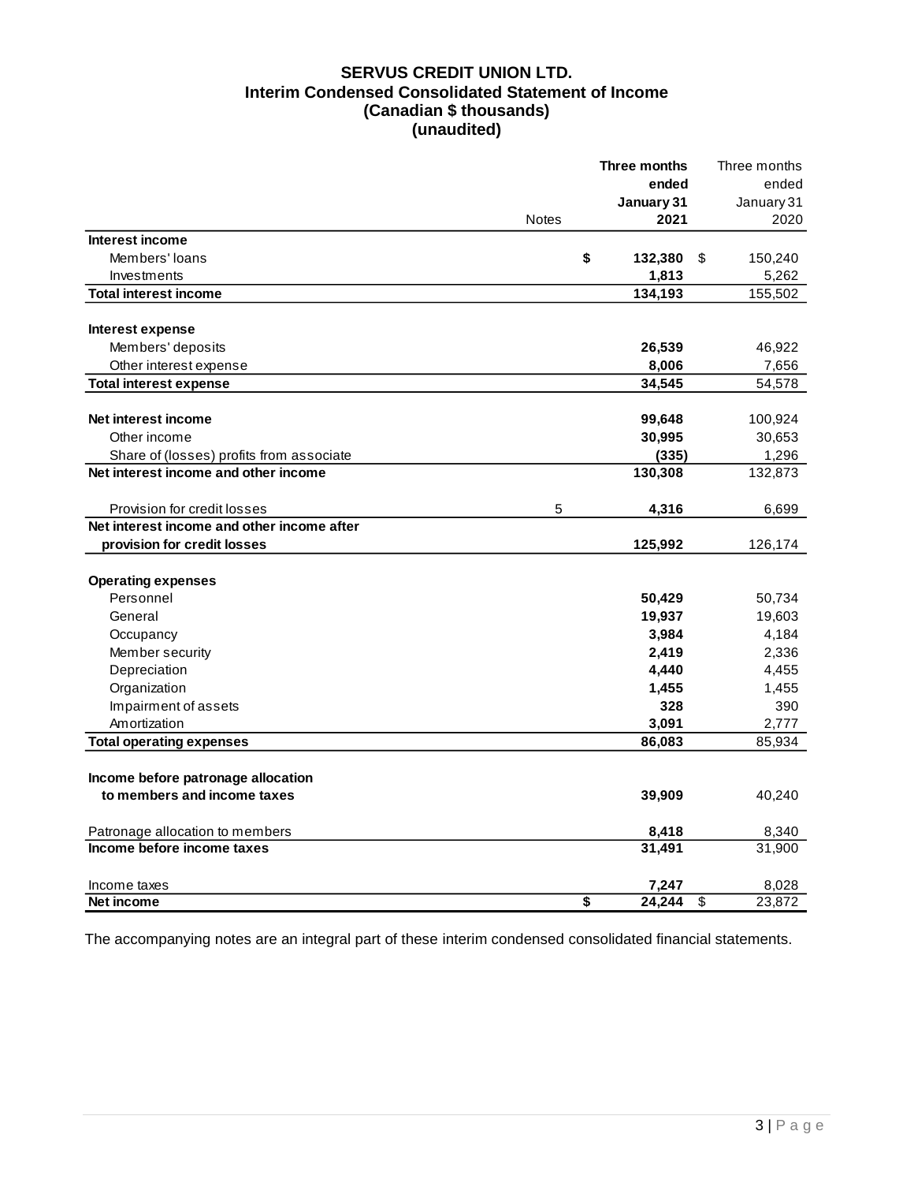# SERVUS CREDIT UNION LTD.
## Interim Condensed Consolidated Statement of Income
### (Canadian $ thousands)
### (unaudited)

| | Notes | **Three months ended January 31 2021** | Three months ended January 31 2020 |
|---|---|---|---|
| **Interest income** | | | |
| Members' loans | | **$ 132,380** | $ 150,240 |
| Investments | | **1,813** | 5,262 |
| **Total interest income** | | **134,193** | 155,502 |
| | | | |
| **Interest expense** | | | |
| Members' deposits | | **26,539** | 46,922 |
| Other interest expense | | **8,006** | 7,656 |
| **Total interest expense** | | **34,545** | 54,578 |
| | | | |
| **Net interest income** | | **99,648** | 100,924 |
| Other income | | **30,995** | 30,653 |
| Share of (losses) profits from associate | | **(335)** | 1,296 |
| **Net interest income and other income** | | **130,308** | 132,873 |
| | | | |
| Provision for credit losses | 5 | **4,316** | 6,699 |
| **Net interest income and other income after provision for credit losses** | | **125,992** | 126,174 |
| | | | |
| **Operating expenses** | | | |
| Personnel | | **50,429** | 50,734 |
| General | | **19,937** | 19,603 |
| Occupancy | | **3,984** | 4,184 |
| Member security | | **2,419** | 2,336 |
| Depreciation | | **4,440** | 4,455 |
| Organization | | **1,455** | 1,455 |
| Impairment of assets | | **328** | 390 |
| Amortization | | **3,091** | 2,777 |
| **Total operating expenses** | | **86,083** | 85,934 |
| | | | |
| **Income before patronage allocation to members and income taxes** | | **39,909** | 40,240 |
| | | | |
| Patronage allocation to members | | **8,418** | 8,340 |
| **Income before income taxes** | | **31,491** | 31,900 |
| | | | |
| Income taxes | | **7,247** | 8,028 |
| **Net income** | | **$ 24,244** | $ 23,872 |

The accompanying notes are an integral part of these interim condensed consolidated financial statements.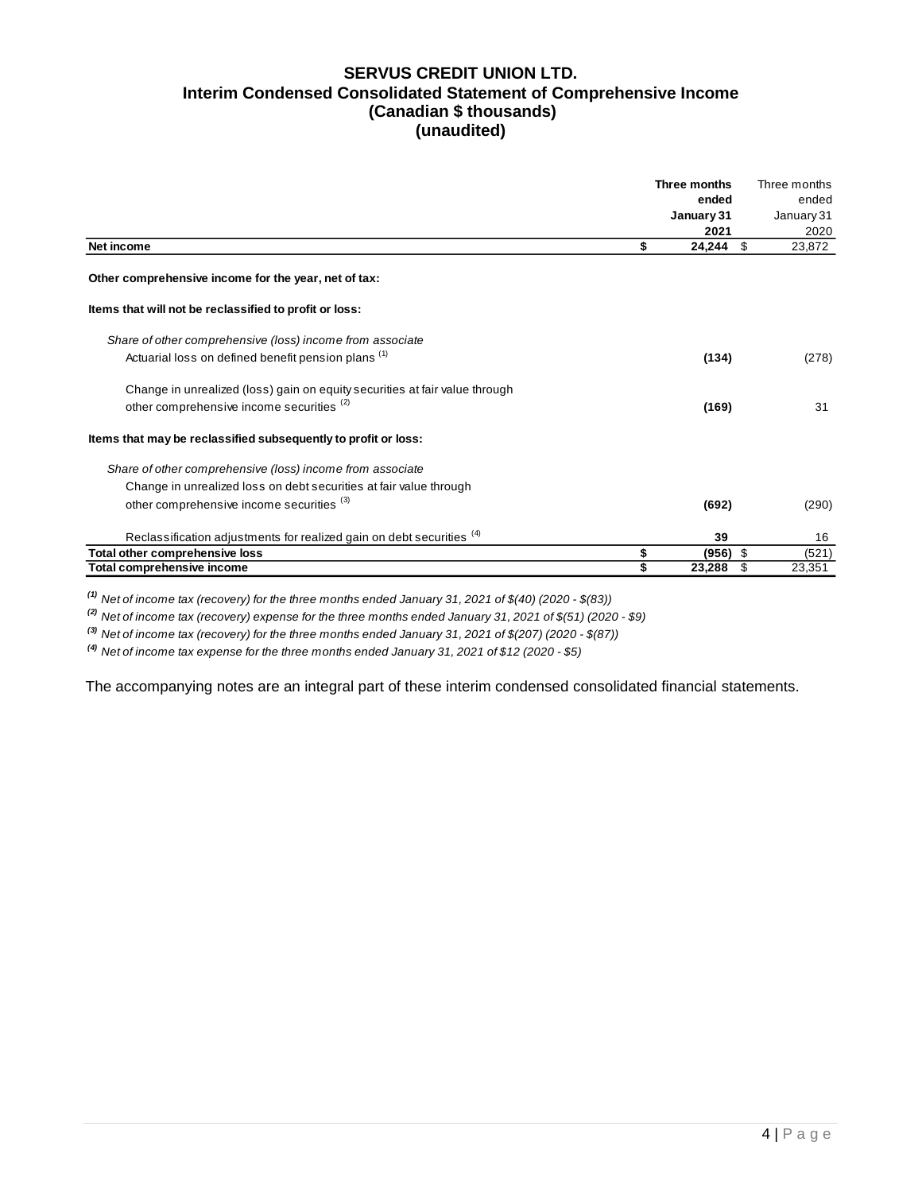# SERVUS CREDIT UNION LTD.
## Interim Condensed Consolidated Statement of Comprehensive Income
### (Canadian $ thousands)
### (unaudited)

| | Three months ended January 31 2021 | Three months ended January 31 2020 |
|---|---|---|
| **Net income** | **$ 24,244** | $ 23,872 |
| **Other comprehensive income for the year, net of tax:** | | |
| **Items that will not be reclassified to profit or loss:** | | |
| *Share of other comprehensive (loss) income from associate* | | |
| Actuarial loss on defined benefit pension plans [(1)] | **(134)** | (278) |
| Change in unrealized (loss) gain on equity securities at fair value through other comprehensive income securities [(2)] | **(169)** | 31 |
| **Items that may be reclassified subsequently to profit or loss:** | | |
| *Share of other comprehensive (loss) income from associate* | | |
| Change in unrealized loss on debt securities at fair value through other comprehensive income securities [(3)] | **(692)** | (290) |
| Reclassification adjustments for realized gain on debt securities [(4)] | **39** | 16 |
| **Total other comprehensive loss** | **$ (956)** | $ (521) |
| **Total comprehensive income** | **$ 23,288** | $ 23,351 |

*[(1)] Net of income tax (recovery) for the three months ended January 31, 2021 of $(40) (2020 - $(83))*

*[(2)] Net of income tax (recovery) expense for the three months ended January 31, 2021 of $(51) (2020 - $9)*

*[(3)] Net of income tax (recovery) for the three months ended January 31, 2021 of $(207) (2020 - $(87))*

*[(4)] Net of income tax expense for the three months ended January 31, 2021 of $12 (2020 - $5)*

The accompanying notes are an integral part of these interim condensed consolidated financial statements.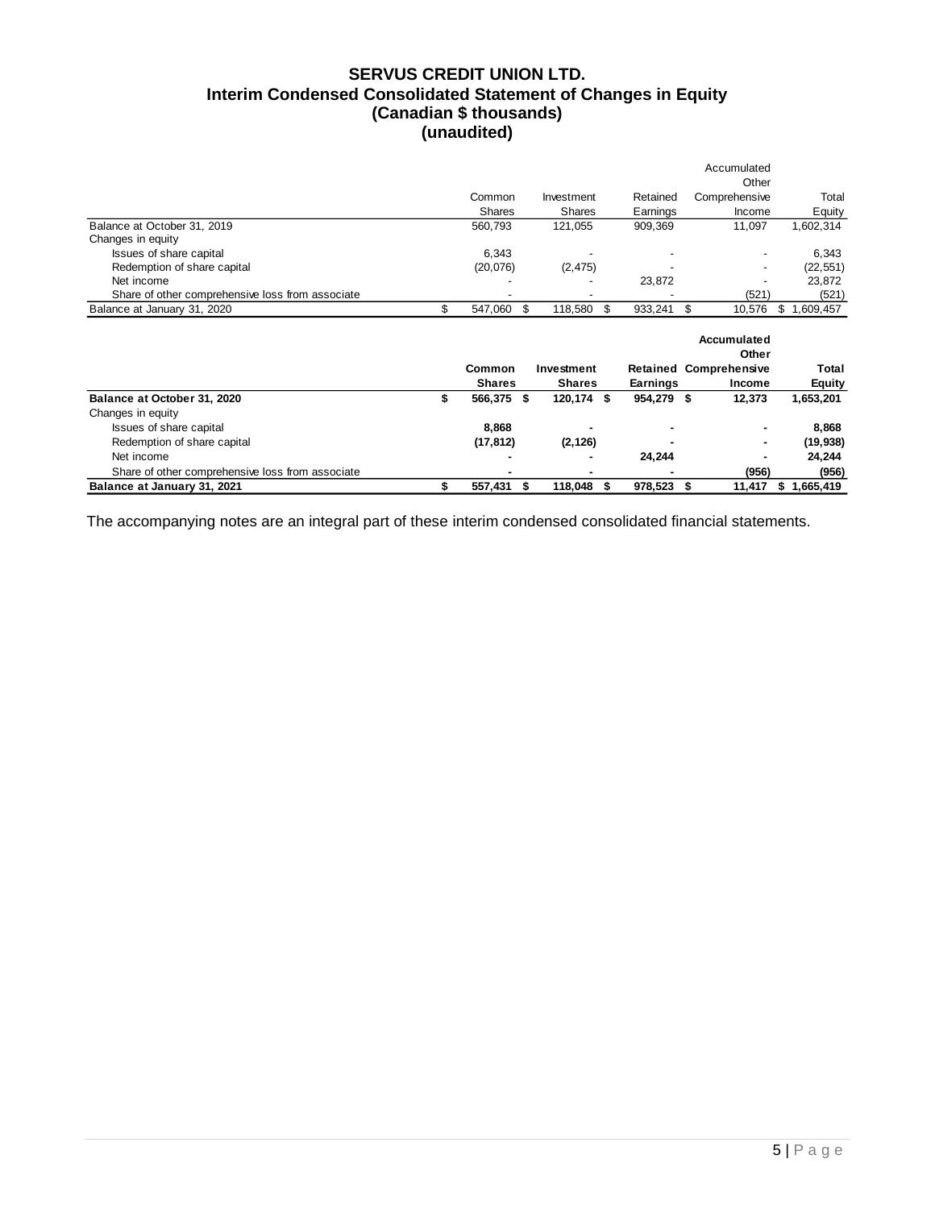# SERVUS CREDIT UNION LTD.
## Interim Condensed Consolidated Statement of Changes in Equity
### (Canadian $ thousands)
### (unaudited)

| | Common Shares | Investment Shares | Retained Earnings | Accumulated Other Comprehensive Income | Total Equity |
|---|---|---|---|---|---|
| Balance at October 31, 2019 | 560,793 | 121,055 | 909,369 | 11,097 | 1,602,314 |
| Changes in equity | | | | | |
| Issues of share capital | 6,343 | - | - | - | 6,343 |
| Redemption of share capital | (20,076) | (2,475) | - | - | (22,551) |
| Net income | - | - | 23,872 | - | 23,872 |
| Share of other comprehensive loss from associate | - | - | - | (521) | (521) |
| Balance at January 31, 2020 | $ 547,060 | $ 118,580 | $ 933,241 | $ 10,576 | $ 1,609,457 |

| | **Common Shares** | **Investment Shares** | **Retained Earnings** | **Accumulated Other Comprehensive Income** | **Total Equity** |
|---|---|---|---|---|---|
| **Balance at October 31, 2020** | **$ 566,375** | **$ 120,174** | **$ 954,279** | **$ 12,373** | **1,653,201** |
| Changes in equity | | | | | |
| Issues of share capital | **8,868** | **-** | **-** | **-** | **8,868** |
| Redemption of share capital | **(17,812)** | **(2,126)** | **-** | **-** | **(19,938)** |
| Net income | **-** | **-** | **24,244** | **-** | **24,244** |
| Share of other comprehensive loss from associate | **-** | **-** | **-** | **(956)** | **(956)** |
| **Balance at January 31, 2021** | **$ 557,431** | **$ 118,048** | **$ 978,523** | **$ 11,417** | **$ 1,665,419** |

The accompanying notes are an integral part of these interim condensed consolidated financial statements.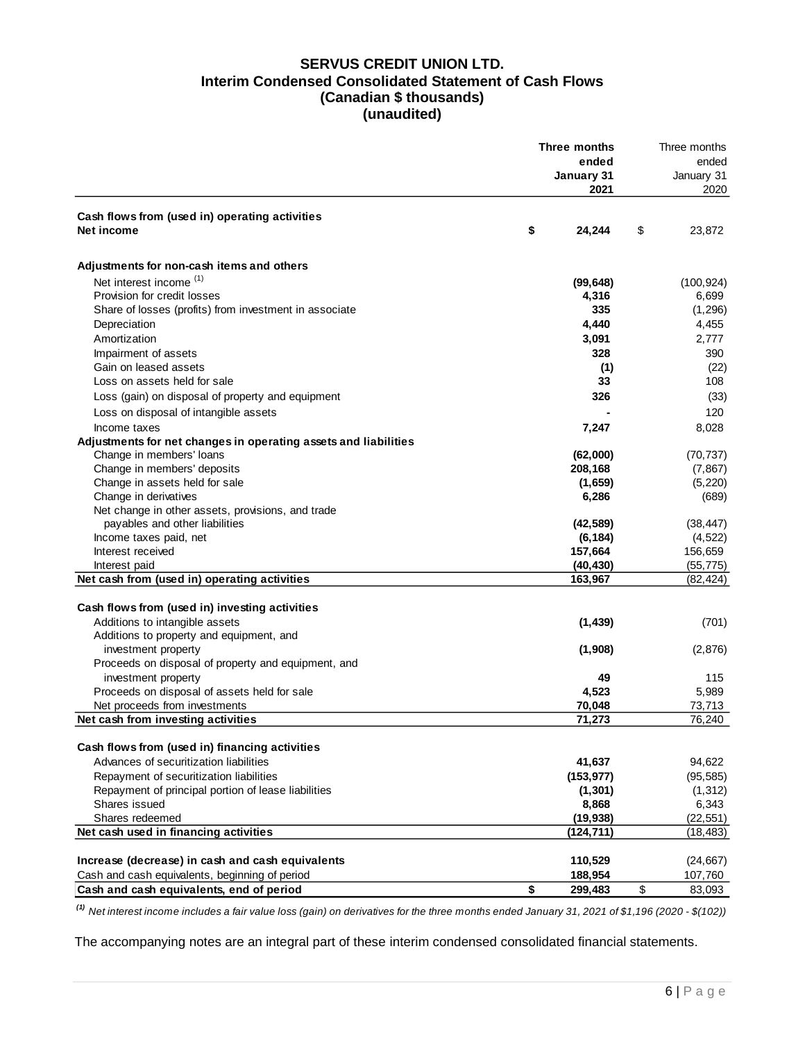# SERVUS CREDIT UNION LTD.
## Interim Condensed Consolidated Statement of Cash Flows
### (Canadian $ thousands)
### (unaudited)

| | **Three months ended January 31 2021** | Three months ended January 31 2020 |
|---|---|---|
| **Cash flows from (used in) operating activities** | | |
| **Net income** | **$ 24,244** | $ 23,872 |
| | | |
| **Adjustments for non-cash items and others** | | |
| Net interest income [(1)] | **(99,648)** | (100,924) |
| Provision for credit losses | **4,316** | 6,699 |
| Share of losses (profits) from investment in associate | **335** | (1,296) |
| Depreciation | **4,440** | 4,455 |
| Amortization | **3,091** | 2,777 |
| Impairment of assets | **328** | 390 |
| Gain on leased assets | **(1)** | (22) |
| Loss on assets held for sale | **33** | 108 |
| Loss (gain) on disposal of property and equipment | **326** | (33) |
| Loss on disposal of intangible assets | **-** | 120 |
| Income taxes | **7,247** | 8,028 |
| **Adjustments for net changes in operating assets and liabilities** | | |
| Change in members' loans | **(62,000)** | (70,737) |
| Change in members' deposits | **208,168** | (7,867) |
| Change in assets held for sale | **(1,659)** | (5,220) |
| Change in derivatives | **6,286** | (689) |
| Net change in other assets, provisions, and trade payables and other liabilities | **(42,589)** | (38,447) |
| Income taxes paid, net | **(6,184)** | (4,522) |
| Interest received | **157,664** | 156,659 |
| Interest paid | **(40,430)** | (55,775) |
| **Net cash from (used in) operating activities** | **163,967** | (82,424) |
| | | |
| **Cash flows from (used in) investing activities** | | |
| Additions to intangible assets | **(1,439)** | (701) |
| Additions to property and equipment, and investment property | **(1,908)** | (2,876) |
| Proceeds on disposal of property and equipment, and investment property | **49** | 115 |
| Proceeds on disposal of assets held for sale | **4,523** | 5,989 |
| Net proceeds from investments | **70,048** | 73,713 |
| **Net cash from investing activities** | **71,273** | 76,240 |
| | | |
| **Cash flows from (used in) financing activities** | | |
| Advances of securitization liabilities | **41,637** | 94,622 |
| Repayment of securitization liabilities | **(153,977)** | (95,585) |
| Repayment of principal portion of lease liabilities | **(1,301)** | (1,312) |
| Shares issued | **8,868** | 6,343 |
| Shares redeemed | **(19,938)** | (22,551) |
| **Net cash used in financing activities** | **(124,711)** | (18,483) |
| | | |
| **Increase (decrease) in cash and cash equivalents** | **110,529** | (24,667) |
| Cash and cash equivalents, beginning of period | **188,954** | 107,760 |
| **Cash and cash equivalents, end of period** | **$ 299,483** | $ 83,093 |

*[(1)] Net interest income includes a fair value loss (gain) on derivatives for the three months ended January 31, 2021 of $1,196 (2020 - $(102))*

The accompanying notes are an integral part of these interim condensed consolidated financial statements.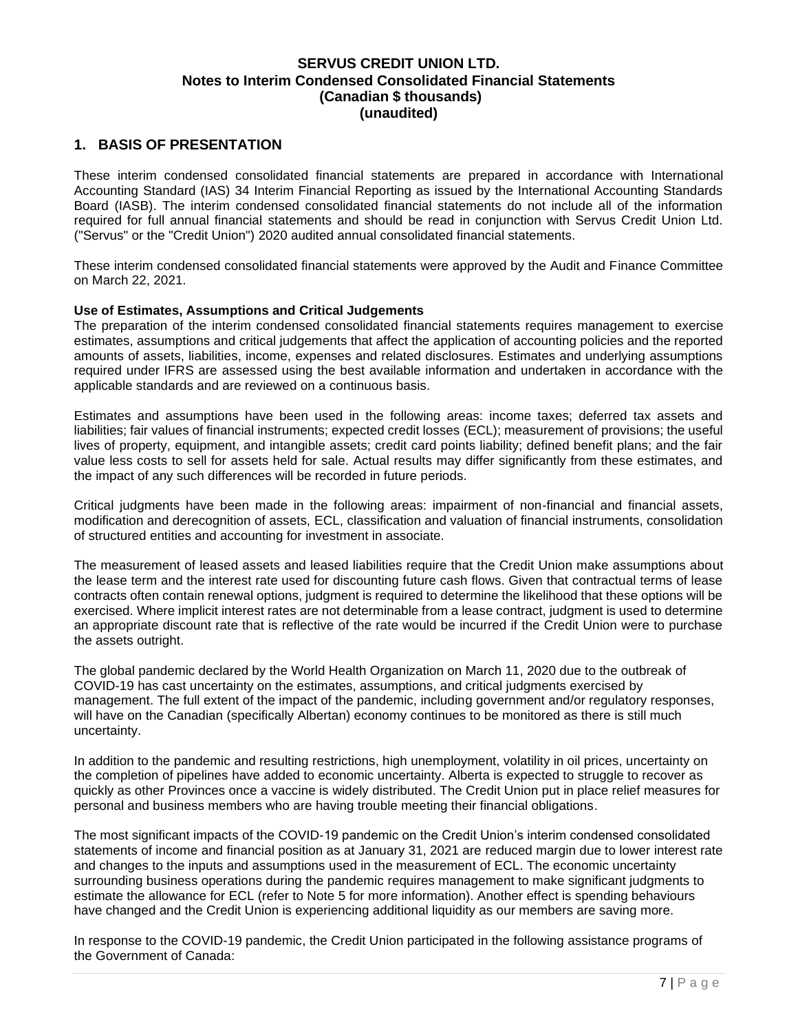**SERVUS CREDIT UNION LTD.**
**Notes to Interim Condensed Consolidated Financial Statements**
**(Canadian $ thousands)**
**(unaudited)**

## 1. BASIS OF PRESENTATION

These interim condensed consolidated financial statements are prepared in accordance with International Accounting Standard (IAS) 34 Interim Financial Reporting as issued by the International Accounting Standards Board (IASB). The interim condensed consolidated financial statements do not include all of the information required for full annual financial statements and should be read in conjunction with Servus Credit Union Ltd. ("Servus" or the "Credit Union") 2020 audited annual consolidated financial statements.

These interim condensed consolidated financial statements were approved by the Audit and Finance Committee on March 22, 2021.

**Use of Estimates, Assumptions and Critical Judgements**

The preparation of the interim condensed consolidated financial statements requires management to exercise estimates, assumptions and critical judgements that affect the application of accounting policies and the reported amounts of assets, liabilities, income, expenses and related disclosures. Estimates and underlying assumptions required under IFRS are assessed using the best available information and undertaken in accordance with the applicable standards and are reviewed on a continuous basis.

Estimates and assumptions have been used in the following areas: income taxes; deferred tax assets and liabilities; fair values of financial instruments; expected credit losses (ECL); measurement of provisions; the useful lives of property, equipment, and intangible assets; credit card points liability; defined benefit plans; and the fair value less costs to sell for assets held for sale. Actual results may differ significantly from these estimates, and the impact of any such differences will be recorded in future periods.

Critical judgments have been made in the following areas: impairment of non-financial and financial assets, modification and derecognition of assets, ECL, classification and valuation of financial instruments, consolidation of structured entities and accounting for investment in associate.

The measurement of leased assets and leased liabilities require that the Credit Union make assumptions about the lease term and the interest rate used for discounting future cash flows. Given that contractual terms of lease contracts often contain renewal options, judgment is required to determine the likelihood that these options will be exercised. Where implicit interest rates are not determinable from a lease contract, judgment is used to determine an appropriate discount rate that is reflective of the rate would be incurred if the Credit Union were to purchase the assets outright.

The global pandemic declared by the World Health Organization on March 11, 2020 due to the outbreak of COVID-19 has cast uncertainty on the estimates, assumptions, and critical judgments exercised by management. The full extent of the impact of the pandemic, including government and/or regulatory responses, will have on the Canadian (specifically Albertan) economy continues to be monitored as there is still much uncertainty.

In addition to the pandemic and resulting restrictions, high unemployment, volatility in oil prices, uncertainty on the completion of pipelines have added to economic uncertainty. Alberta is expected to struggle to recover as quickly as other Provinces once a vaccine is widely distributed. The Credit Union put in place relief measures for personal and business members who are having trouble meeting their financial obligations.

The most significant impacts of the COVID-19 pandemic on the Credit Union's interim condensed consolidated statements of income and financial position as at January 31, 2021 are reduced margin due to lower interest rate and changes to the inputs and assumptions used in the measurement of ECL. The economic uncertainty surrounding business operations during the pandemic requires management to make significant judgments to estimate the allowance for ECL (refer to Note 5 for more information). Another effect is spending behaviours have changed and the Credit Union is experiencing additional liquidity as our members are saving more.

In response to the COVID-19 pandemic, the Credit Union participated in the following assistance programs of the Government of Canada: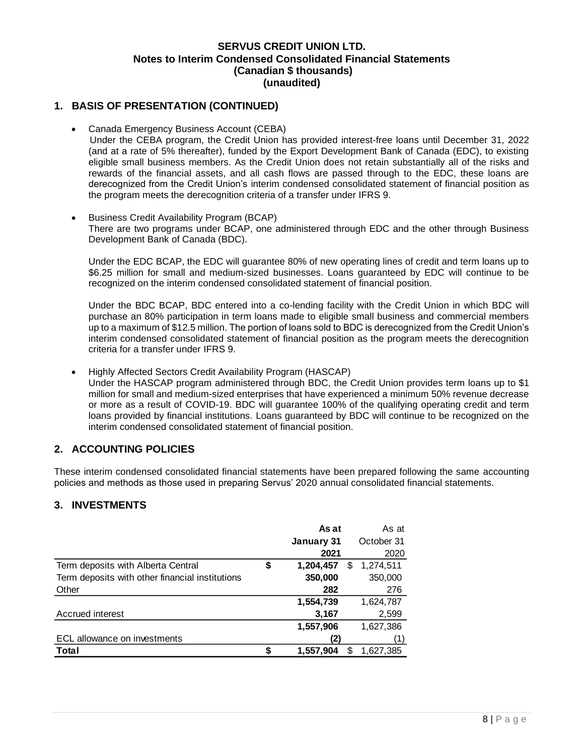**SERVUS CREDIT UNION LTD.**
**Notes to Interim Condensed Consolidated Financial Statements**
**(Canadian $ thousands)**
**(unaudited)**

## 1. BASIS OF PRESENTATION (CONTINUED)

- Canada Emergency Business Account (CEBA)
  Under the CEBA program, the Credit Union has provided interest-free loans until December 31, 2022 (and at a rate of 5% thereafter), funded by the Export Development Bank of Canada (EDC), to existing eligible small business members. As the Credit Union does not retain substantially all of the risks and rewards of the financial assets, and all cash flows are passed through to the EDC, these loans are derecognized from the Credit Union's interim condensed consolidated statement of financial position as the program meets the derecognition criteria of a transfer under IFRS 9.

- Business Credit Availability Program (BCAP)
  There are two programs under BCAP, one administered through EDC and the other through Business Development Bank of Canada (BDC).

  Under the EDC BCAP, the EDC will guarantee 80% of new operating lines of credit and term loans up to $6.25 million for small and medium-sized businesses. Loans guaranteed by EDC will continue to be recognized on the interim condensed consolidated statement of financial position.

  Under the BDC BCAP, BDC entered into a co-lending facility with the Credit Union in which BDC will purchase an 80% participation in term loans made to eligible small business and commercial members up to a maximum of $12.5 million. The portion of loans sold to BDC is derecognized from the Credit Union's interim condensed consolidated statement of financial position as the program meets the derecognition criteria for a transfer under IFRS 9.

- Highly Affected Sectors Credit Availability Program (HASCAP)
  Under the HASCAP program administered through BDC, the Credit Union provides term loans up to $1 million for small and medium-sized enterprises that have experienced a minimum 50% revenue decrease or more as a result of COVID-19. BDC will guarantee 100% of the qualifying operating credit and term loans provided by financial institutions. Loans guaranteed by BDC will continue to be recognized on the interim condensed consolidated statement of financial position.

## 2. ACCOUNTING POLICIES

These interim condensed consolidated financial statements have been prepared following the same accounting policies and methods as those used in preparing Servus' 2020 annual consolidated financial statements.

## 3. INVESTMENTS

| | **As at January 31 2021** | As at October 31 2020 |
|---|---|---|
| Term deposits with Alberta Central | **$ 1,204,457** | $ 1,274,511 |
| Term deposits with other financial institutions | **350,000** | 350,000 |
| Other | **282** | 276 |
| | **1,554,739** | 1,624,787 |
| Accrued interest | **3,167** | 2,599 |
| | **1,557,906** | 1,627,386 |
| ECL allowance on investments | **(2)** | (1) |
| **Total** | **$ 1,557,904** | $ 1,627,385 |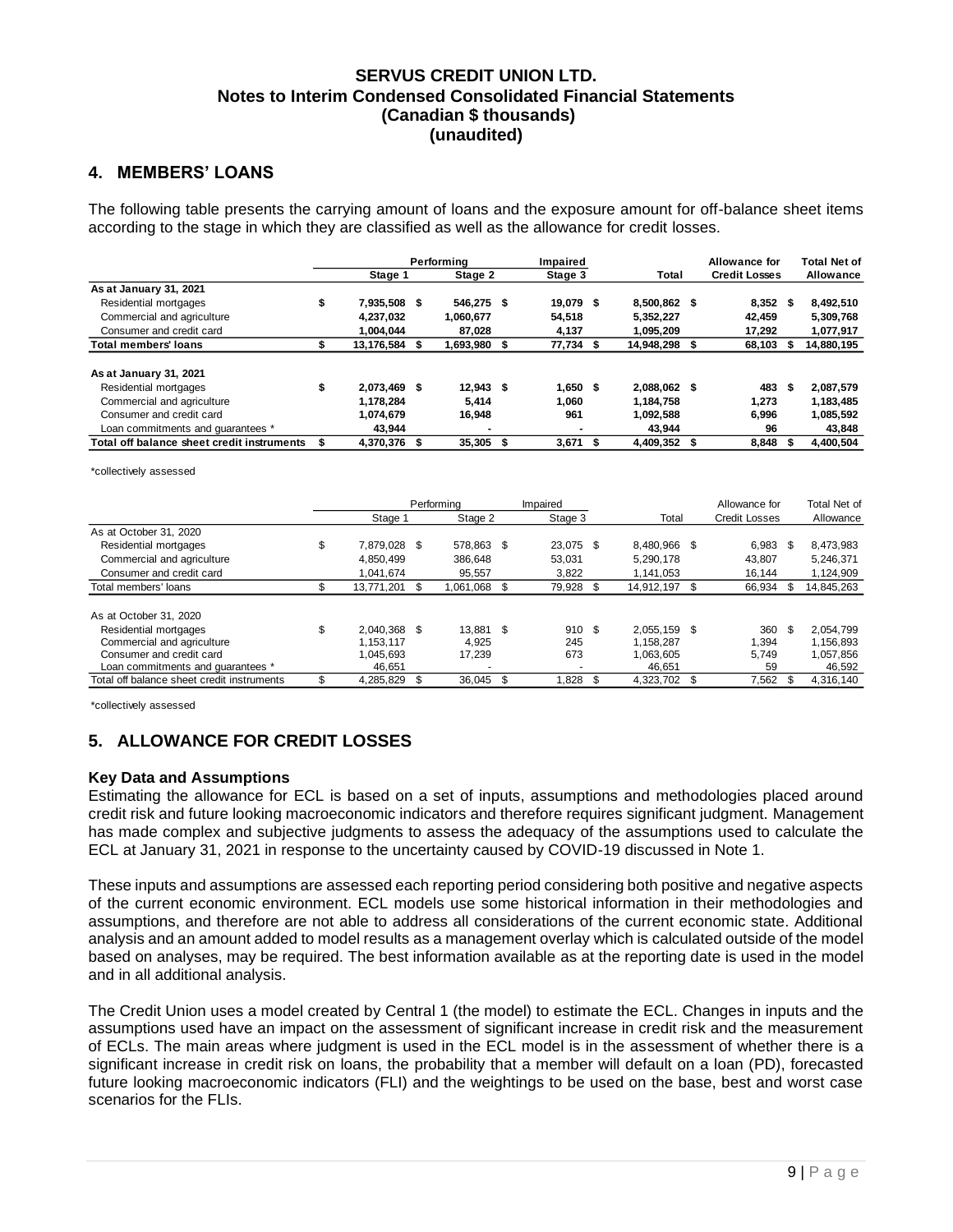# SERVUS CREDIT UNION LTD.
## Notes to Interim Condensed Consolidated Financial Statements
## (Canadian $ thousands)
## (unaudited)

## 4. MEMBERS' LOANS

The following table presents the carrying amount of loans and the exposure amount for off-balance sheet items according to the stage in which they are classified as well as the allowance for credit losses.

| | Performing | | Impaired | | Allowance for | Total Net of |
|---|---|---|---|---|---|---|
| | Stage 1 | Stage 2 | Stage 3 | Total | Credit Losses | Allowance |
| **As at January 31, 2021** | | | | | | |
| Residential mortgages | $ 7,935,508 | $ 546,275 | $ 19,079 | $ 8,500,862 | $ 8,352 | $ 8,492,510 |
| Commercial and agriculture | 4,237,032 | 1,060,677 | 54,518 | 5,352,227 | 42,459 | 5,309,768 |
| Consumer and credit card | 1,004,044 | 87,028 | 4,137 | 1,095,209 | 17,292 | 1,077,917 |
| **Total members' loans** | $ 13,176,584 | $ 1,693,980 | $ 77,734 | $ 14,948,298 | $ 68,103 | $ 14,880,195 |
| | | | | | | |
| **As at January 31, 2021** | | | | | | |
| Residential mortgages | $ 2,073,469 | $ 12,943 | $ 1,650 | $ 2,088,062 | $ 483 | $ 2,087,579 |
| Commercial and agriculture | 1,178,284 | 5,414 | 1,060 | 1,184,758 | 1,273 | 1,183,485 |
| Consumer and credit card | 1,074,679 | 16,948 | 961 | 1,092,588 | 6,996 | 1,085,592 |
| Loan commitments and guarantees * | 43,944 | - | - | 43,944 | 96 | 43,848 |
| **Total off balance sheet credit instruments** | $ 4,370,376 | $ 35,305 | $ 3,671 | $ 4,409,352 | $ 8,848 | $ 4,400,504 |

*collectively assessed

| | Performing | | Impaired | | Allowance for | Total Net of |
|---|---|---|---|---|---|---|
| | Stage 1 | Stage 2 | Stage 3 | Total | Credit Losses | Allowance |
| As at October 31, 2020 | | | | | | |
| Residential mortgages | $ 7,879,028 | $ 578,863 | $ 23,075 | $ 8,480,966 | $ 6,983 | $ 8,473,983 |
| Commercial and agriculture | 4,850,499 | 386,648 | 53,031 | 5,290,178 | 43,807 | 5,246,371 |
| Consumer and credit card | 1,041,674 | 95,557 | 3,822 | 1,141,053 | 16,144 | 1,124,909 |
| Total members' loans | $ 13,771,201 | $ 1,061,068 | $ 79,928 | $ 14,912,197 | $ 66,934 | $ 14,845,263 |
| | | | | | | |
| As at October 31, 2020 | | | | | | |
| Residential mortgages | $ 2,040,368 | $ 13,881 | $ 910 | $ 2,055,159 | $ 360 | $ 2,054,799 |
| Commercial and agriculture | 1,153,117 | 4,925 | 245 | 1,158,287 | 1,394 | 1,156,893 |
| Consumer and credit card | 1,045,693 | 17,239 | 673 | 1,063,605 | 5,749 | 1,057,856 |
| Loan commitments and guarantees * | 46,651 | - | - | 46,651 | 59 | 46,592 |
| Total off balance sheet credit instruments | $ 4,285,829 | $ 36,045 | $ 1,828 | $ 4,323,702 | $ 7,562 | $ 4,316,140 |

*collectively assessed

## 5. ALLOWANCE FOR CREDIT LOSSES

### Key Data and Assumptions

Estimating the allowance for ECL is based on a set of inputs, assumptions and methodologies placed around credit risk and future looking macroeconomic indicators and therefore requires significant judgment. Management has made complex and subjective judgments to assess the adequacy of the assumptions used to calculate the ECL at January 31, 2021 in response to the uncertainty caused by COVID-19 discussed in Note 1.

These inputs and assumptions are assessed each reporting period considering both positive and negative aspects of the current economic environment. ECL models use some historical information in their methodologies and assumptions, and therefore are not able to address all considerations of the current economic state. Additional analysis and an amount added to model results as a management overlay which is calculated outside of the model based on analyses, may be required. The best information available as at the reporting date is used in the model and in all additional analysis.

The Credit Union uses a model created by Central 1 (the model) to estimate the ECL. Changes in inputs and the assumptions used have an impact on the assessment of significant increase in credit risk and the measurement of ECLs. The main areas where judgment is used in the ECL model is in the assessment of whether there is a significant increase in credit risk on loans, the probability that a member will default on a loan (PD), forecasted future looking macroeconomic indicators (FLI) and the weightings to be used on the base, best and worst case scenarios for the FLIs.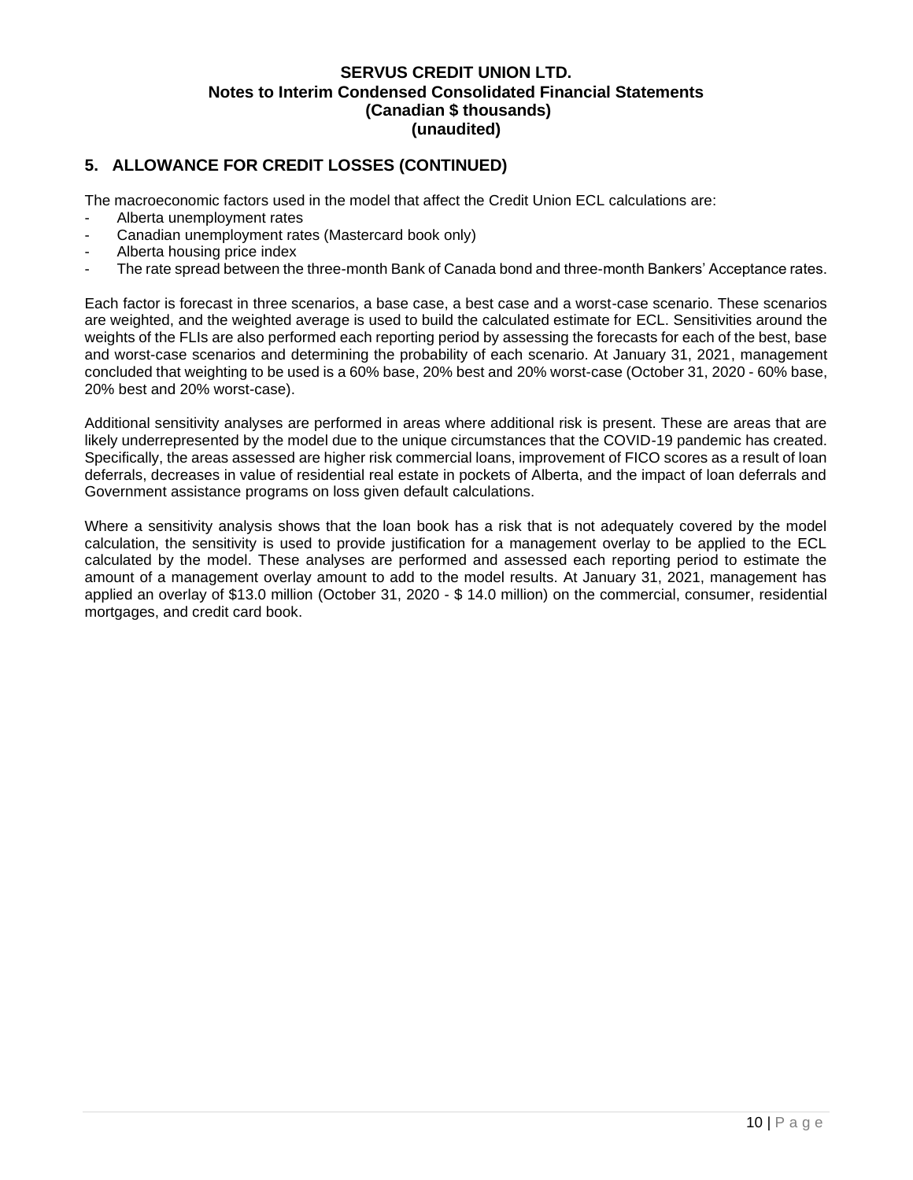**SERVUS CREDIT UNION LTD.**
**Notes to Interim Condensed Consolidated Financial Statements**
**(Canadian $ thousands)**
**(unaudited)**

## 5. ALLOWANCE FOR CREDIT LOSSES (CONTINUED)

The macroeconomic factors used in the model that affect the Credit Union ECL calculations are:

- Alberta unemployment rates
- Canadian unemployment rates (Mastercard book only)
- Alberta housing price index
- The rate spread between the three-month Bank of Canada bond and three-month Bankers' Acceptance rates.

Each factor is forecast in three scenarios, a base case, a best case and a worst-case scenario. These scenarios are weighted, and the weighted average is used to build the calculated estimate for ECL. Sensitivities around the weights of the FLIs are also performed each reporting period by assessing the forecasts for each of the best, base and worst-case scenarios and determining the probability of each scenario. At January 31, 2021, management concluded that weighting to be used is a 60% base, 20% best and 20% worst-case (October 31, 2020 - 60% base, 20% best and 20% worst-case).

Additional sensitivity analyses are performed in areas where additional risk is present. These are areas that are likely underrepresented by the model due to the unique circumstances that the COVID-19 pandemic has created. Specifically, the areas assessed are higher risk commercial loans, improvement of FICO scores as a result of loan deferrals, decreases in value of residential real estate in pockets of Alberta, and the impact of loan deferrals and Government assistance programs on loss given default calculations.

Where a sensitivity analysis shows that the loan book has a risk that is not adequately covered by the model calculation, the sensitivity is used to provide justification for a management overlay to be applied to the ECL calculated by the model. These analyses are performed and assessed each reporting period to estimate the amount of a management overlay amount to add to the model results. At January 31, 2021, management has applied an overlay of $13.0 million (October 31, 2020 - $ 14.0 million) on the commercial, consumer, residential mortgages, and credit card book.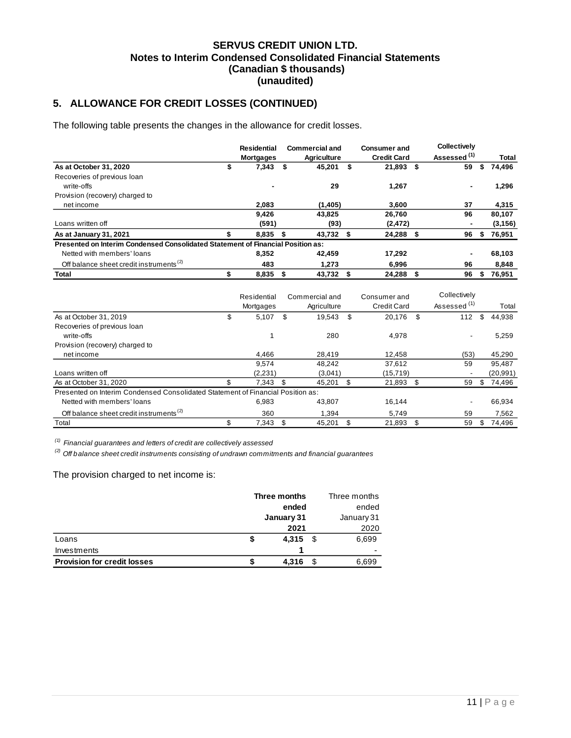**SERVUS CREDIT UNION LTD.**
**Notes to Interim Condensed Consolidated Financial Statements**
**(Canadian $ thousands)**
**(unaudited)**

## 5. ALLOWANCE FOR CREDIT LOSSES (CONTINUED)

The following table presents the changes in the allowance for credit losses.

| | Residential Mortgages | Commercial and Agriculture | Consumer and Credit Card | Collectively Assessed [(1)] | Total |
|---|---|---|---|---|---|
| **As at October 31, 2020** | **$ 7,343** | **$ 45,201** | **$ 21,893** | **$ 59** | **$ 74,496** |
| Recoveries of previous loan write-offs | **-** | **29** | **1,267** | **-** | **1,296** |
| Provision (recovery) charged to net income | **2,083** | **(1,405)** | **3,600** | **37** | **4,315** |
| | **9,426** | **43,825** | **26,760** | **96** | **80,107** |
| Loans written off | **(591)** | **(93)** | **(2,472)** | **-** | **(3,156)** |
| **As at January 31, 2021** | **$ 8,835** | **$ 43,732** | **$ 24,288** | **$ 96** | **$ 76,951** |
| **Presented on Interim Condensed Consolidated Statement of Financial Position as:** | | | | | |
| Netted with members' loans | **8,352** | **42,459** | **17,292** | **-** | **68,103** |
| Off balance sheet credit instruments [(2)] | **483** | **1,273** | **6,996** | **96** | **8,848** |
| **Total** | **$ 8,835** | **$ 43,732** | **$ 24,288** | **$ 96** | **$ 76,951** |

| | Residential Mortgages | Commercial and Agriculture | Consumer and Credit Card | Collectively Assessed [(1)] | Total |
|---|---|---|---|---|---|
| As at October 31, 2019 | $ 5,107 | $ 19,543 | $ 20,176 | $ 112 | $ 44,938 |
| Recoveries of previous loan write-offs | 1 | 280 | 4,978 | - | 5,259 |
| Provision (recovery) charged to net income | 4,466 | 28,419 | 12,458 | (53) | 45,290 |
| | 9,574 | 48,242 | 37,612 | 59 | 95,487 |
| Loans written off | (2,231) | (3,041) | (15,719) | - | (20,991) |
| As at October 31, 2020 | $ 7,343 | $ 45,201 | $ 21,893 | $ 59 | $ 74,496 |
| Presented on Interim Condensed Consolidated Statement of Financial Position as: | | | | | |
| Netted with members' loans | 6,983 | 43,807 | 16,144 | - | 66,934 |
| Off balance sheet credit instruments [(2)] | 360 | 1,394 | 5,749 | 59 | 7,562 |
| Total | $ 7,343 | $ 45,201 | $ 21,893 | $ 59 | $ 74,496 |

*[(1)] Financial guarantees and letters of credit are collectively assessed*

*[(2)] Off balance sheet credit instruments consisting of undrawn commitments and financial guarantees*

The provision charged to net income is:

| | **Three months ended January 31 2021** | Three months ended January 31 2020 |
|---|---|---|
| Loans | **$ 4,315** | $ 6,699 |
| Investments | **1** | - |
| **Provision for credit losses** | **$ 4,316** | $ 6,699 |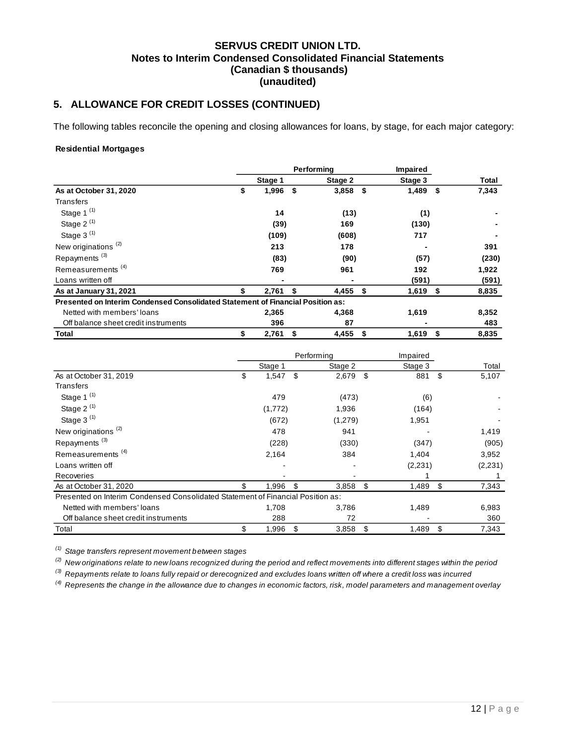## SERVUS CREDIT UNION LTD.
## Notes to Interim Condensed Consolidated Financial Statements
## (Canadian $ thousands)
## (unaudited)

## 5. ALLOWANCE FOR CREDIT LOSSES (CONTINUED)

The following tables reconcile the opening and closing allowances for loans, by stage, for each major category:

**Residential Mortgages**

| | Performing | | Impaired | |
|---|---|---|---|---|
| | **Stage 1** | **Stage 2** | **Stage 3** | **Total** |
| **As at October 31, 2020** | **$ 1,996** | **$ 3,858** | **$ 1,489** | **$ 7,343** |
| Transfers | | | | |
| Stage 1 [(1)] | **14** | **(13)** | **(1)** | **-** |
| Stage 2 [(1)] | **(39)** | **169** | **(130)** | **-** |
| Stage 3 [(1)] | **(109)** | **(608)** | **717** | **-** |
| New originations [(2)] | **213** | **178** | **-** | **391** |
| Repayments [(3)] | **(83)** | **(90)** | **(57)** | **(230)** |
| Remeasurements [(4)] | **769** | **961** | **192** | **1,922** |
| Loans written off | **-** | **-** | **(591)** | **(591)** |
| **As at January 31, 2021** | **$ 2,761** | **$ 4,455** | **$ 1,619** | **$ 8,835** |
| **Presented on Interim Condensed Consolidated Statement of Financial Position as:** | | | | |
| Netted with members' loans | **2,365** | **4,368** | **1,619** | **8,352** |
| Off balance sheet credit instruments | **396** | **87** | **-** | **483** |
| **Total** | **$ 2,761** | **$ 4,455** | **$ 1,619** | **$ 8,835** |

| | Performing | | Impaired | |
|---|---|---|---|---|
| | Stage 1 | Stage 2 | Stage 3 | Total |
| As at October 31, 2019 | $ 1,547 | $ 2,679 | $ 881 | $ 5,107 |
| Transfers | | | | |
| Stage 1 [(1)] | 479 | (473) | (6) | - |
| Stage 2 [(1)] | (1,772) | 1,936 | (164) | - |
| Stage 3 [(1)] | (672) | (1,279) | 1,951 | - |
| New originations [(2)] | 478 | 941 | - | 1,419 |
| Repayments [(3)] | (228) | (330) | (347) | (905) |
| Remeasurements [(4)] | 2,164 | 384 | 1,404 | 3,952 |
| Loans written off | - | - | (2,231) | (2,231) |
| Recoveries | - | - | 1 | 1 |
| As at October 31, 2020 | $ 1,996 | $ 3,858 | $ 1,489 | $ 7,343 |
| Presented on Interim Condensed Consolidated Statement of Financial Position as: | | | | |
| Netted with members' loans | 1,708 | 3,786 | 1,489 | 6,983 |
| Off balance sheet credit instruments | 288 | 72 | - | 360 |
| Total | $ 1,996 | $ 3,858 | $ 1,489 | $ 7,343 |

*(1) Stage transfers represent movement between stages*

*(2) New originations relate to new loans recognized during the period and reflect movements into different stages within the period*

*(3) Repayments relate to loans fully repaid or derecognized and excludes loans written off where a credit loss was incurred*

*(4) Represents the change in the allowance due to changes in economic factors, risk, model parameters and management overlay*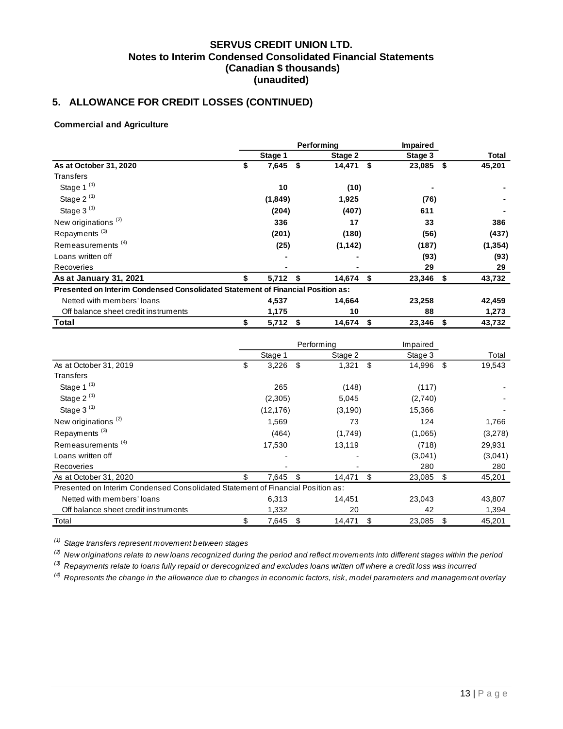**SERVUS CREDIT UNION LTD.**
**Notes to Interim Condensed Consolidated Financial Statements**
**(Canadian $ thousands)**
**(unaudited)**

## 5. ALLOWANCE FOR CREDIT LOSSES (CONTINUED)

**Commercial and Agriculture**

| | Performing | | Impaired | |
|---|---|---|---|---|
| | **Stage 1** | **Stage 2** | **Stage 3** | **Total** |
| **As at October 31, 2020** | **$ 7,645** | **$ 14,471** | **$ 23,085** | **$ 45,201** |
| Transfers | | | | |
| Stage 1 [(1)] | **10** | **(10)** | **-** | **-** |
| Stage 2 [(1)] | **(1,849)** | **1,925** | **(76)** | **-** |
| Stage 3 [(1)] | **(204)** | **(407)** | **611** | **-** |
| New originations [(2)] | **336** | **17** | **33** | **386** |
| Repayments [(3)] | **(201)** | **(180)** | **(56)** | **(437)** |
| Remeasurements [(4)] | **(25)** | **(1,142)** | **(187)** | **(1,354)** |
| Loans written off | **-** | **-** | **(93)** | **(93)** |
| Recoveries | **-** | **-** | **29** | **29** |
| **As at January 31, 2021** | **$ 5,712** | **$ 14,674** | **$ 23,346** | **$ 43,732** |
| **Presented on Interim Condensed Consolidated Statement of Financial Position as:** | | | | |
| Netted with members' loans | **4,537** | **14,664** | **23,258** | **42,459** |
| Off balance sheet credit instruments | **1,175** | **10** | **88** | **1,273** |
| **Total** | **$ 5,712** | **$ 14,674** | **$ 23,346** | **$ 43,732** |

| | Performing | | Impaired | |
|---|---|---|---|---|
| | Stage 1 | Stage 2 | Stage 3 | Total |
| As at October 31, 2019 | $ 3,226 | $ 1,321 | $ 14,996 | $ 19,543 |
| Transfers | | | | |
| Stage 1 [(1)] | 265 | (148) | (117) | - |
| Stage 2 [(1)] | (2,305) | 5,045 | (2,740) | - |
| Stage 3 [(1)] | (12,176) | (3,190) | 15,366 | - |
| New originations [(2)] | 1,569 | 73 | 124 | 1,766 |
| Repayments [(3)] | (464) | (1,749) | (1,065) | (3,278) |
| Remeasurements [(4)] | 17,530 | 13,119 | (718) | 29,931 |
| Loans written off | - | - | (3,041) | (3,041) |
| Recoveries | - | - | 280 | 280 |
| As at October 31, 2020 | $ 7,645 | $ 14,471 | $ 23,085 | $ 45,201 |
| Presented on Interim Condensed Consolidated Statement of Financial Position as: | | | | |
| Netted with members' loans | 6,313 | 14,451 | 23,043 | 43,807 |
| Off balance sheet credit instruments | 1,332 | 20 | 42 | 1,394 |
| Total | $ 7,645 | $ 14,471 | $ 23,085 | $ 45,201 |

*[(1)] Stage transfers represent movement between stages*

*[(2)] New originations relate to new loans recognized during the period and reflect movements into different stages within the period*

*[(3)] Repayments relate to loans fully repaid or derecognized and excludes loans written off where a credit loss was incurred*

*[(4)] Represents the change in the allowance due to changes in economic factors, risk, model parameters and management overlay*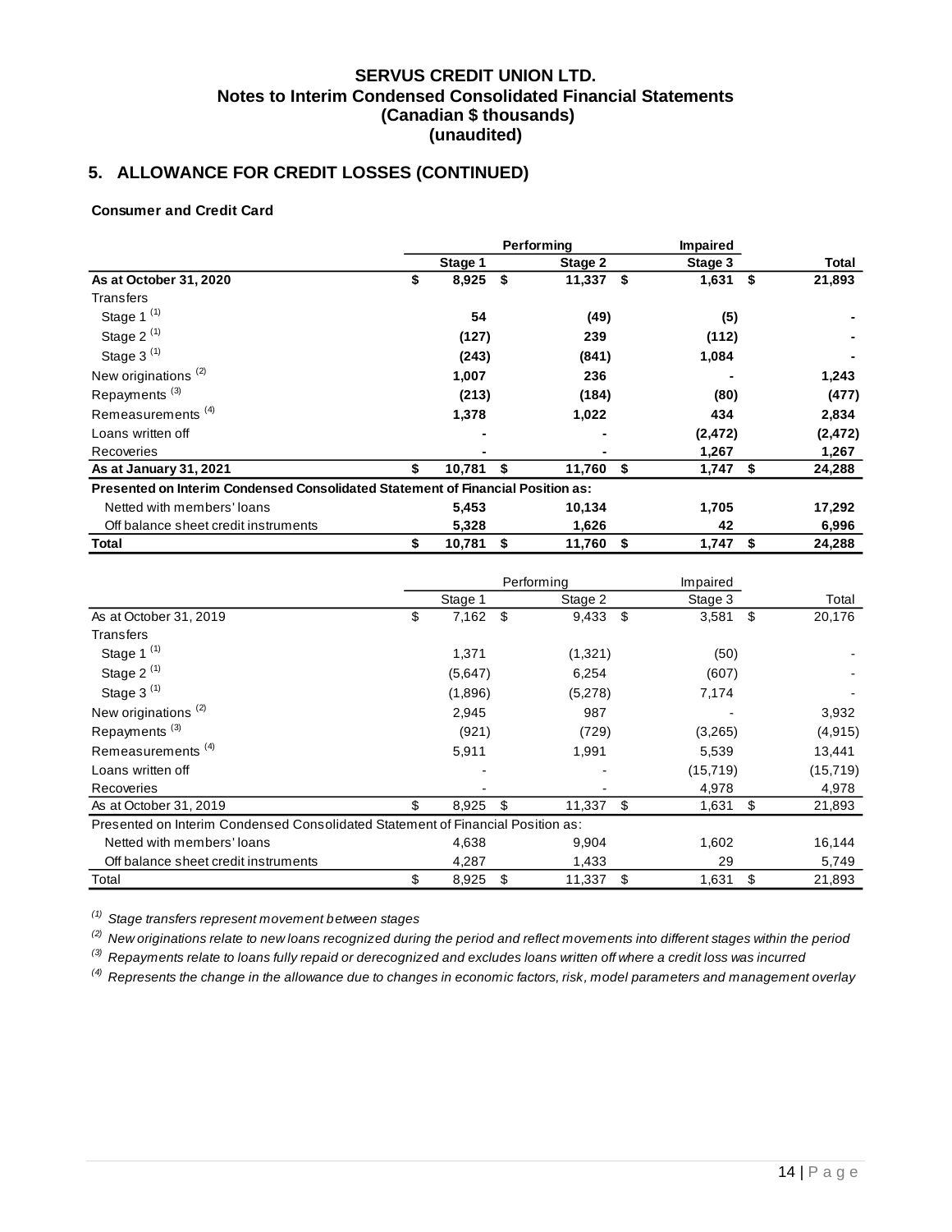**SERVUS CREDIT UNION LTD.**
**Notes to Interim Condensed Consolidated Financial Statements**
**(Canadian $ thousands)**
**(unaudited)**

## 5. ALLOWANCE FOR CREDIT LOSSES (CONTINUED)

**Consumer and Credit Card**

| | Performing | | Impaired | |
|---|---|---|---|---|
| | **Stage 1** | **Stage 2** | **Stage 3** | **Total** |
| **As at October 31, 2020** | **$ 8,925** | **$ 11,337** | **$ 1,631** | **$ 21,893** |
| Transfers | | | | |
| Stage 1 [(1)] | **54** | **(49)** | **(5)** | **-** |
| Stage 2 [(1)] | **(127)** | **239** | **(112)** | **-** |
| Stage 3 [(1)] | **(243)** | **(841)** | **1,084** | **-** |
| New originations [(2)] | **1,007** | **236** | **-** | **1,243** |
| Repayments [(3)] | **(213)** | **(184)** | **(80)** | **(477)** |
| Remeasurements [(4)] | **1,378** | **1,022** | **434** | **2,834** |
| Loans written off | **-** | **-** | **(2,472)** | **(2,472)** |
| Recoveries | **-** | **-** | **1,267** | **1,267** |
| **As at January 31, 2021** | **$ 10,781** | **$ 11,760** | **$ 1,747** | **$ 24,288** |
| **Presented on Interim Condensed Consolidated Statement of Financial Position as:** | | | | |
| Netted with members' loans | **5,453** | **10,134** | **1,705** | **17,292** |
| Off balance sheet credit instruments | **5,328** | **1,626** | **42** | **6,996** |
| **Total** | **$ 10,781** | **$ 11,760** | **$ 1,747** | **$ 24,288** |

| | Performing | | Impaired | |
|---|---|---|---|---|
| | Stage 1 | Stage 2 | Stage 3 | Total |
| As at October 31, 2019 | $ 7,162 | $ 9,433 | $ 3,581 | $ 20,176 |
| Transfers | | | | |
| Stage 1 [(1)] | 1,371 | (1,321) | (50) | - |
| Stage 2 [(1)] | (5,647) | 6,254 | (607) | - |
| Stage 3 [(1)] | (1,896) | (5,278) | 7,174 | - |
| New originations [(2)] | 2,945 | 987 | - | 3,932 |
| Repayments [(3)] | (921) | (729) | (3,265) | (4,915) |
| Remeasurements [(4)] | 5,911 | 1,991 | 5,539 | 13,441 |
| Loans written off | - | - | (15,719) | (15,719) |
| Recoveries | - | - | 4,978 | 4,978 |
| As at October 31, 2019 | $ 8,925 | $ 11,337 | $ 1,631 | $ 21,893 |
| Presented on Interim Condensed Consolidated Statement of Financial Position as: | | | | |
| Netted with members' loans | 4,638 | 9,904 | 1,602 | 16,144 |
| Off balance sheet credit instruments | 4,287 | 1,433 | 29 | 5,749 |
| Total | $ 8,925 | $ 11,337 | $ 1,631 | $ 21,893 |

*(1) Stage transfers represent movement between stages*

*(2) New originations relate to new loans recognized during the period and reflect movements into different stages within the period*

*(3) Repayments relate to loans fully repaid or derecognized and excludes loans written off where a credit loss was incurred*

*(4) Represents the change in the allowance due to changes in economic factors, risk, model parameters and management overlay*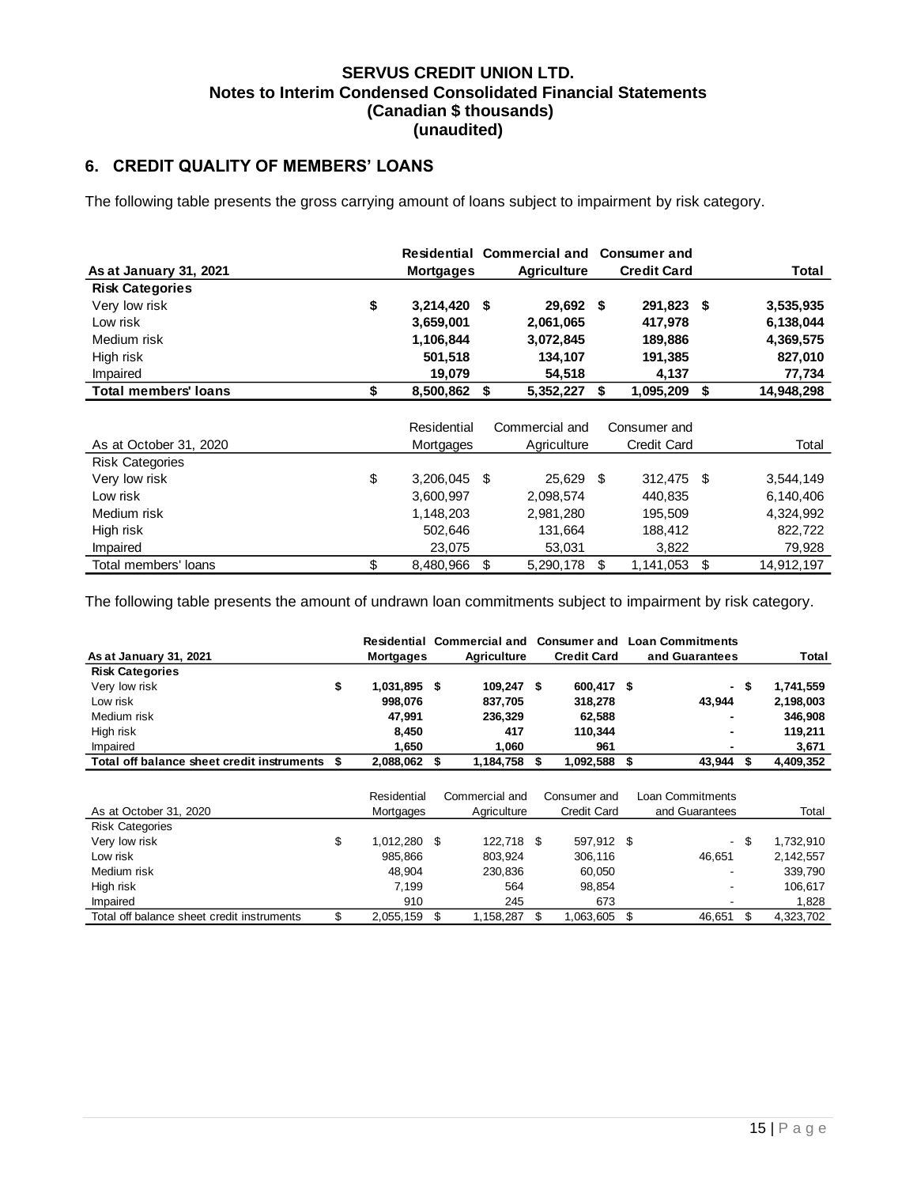# SERVUS CREDIT UNION LTD.
## Notes to Interim Condensed Consolidated Financial Statements
## (Canadian $ thousands)
## (unaudited)

## 6. CREDIT QUALITY OF MEMBERS' LOANS

The following table presents the gross carrying amount of loans subject to impairment by risk category.

| **As at January 31, 2021** | **Residential Mortgages** | **Commercial and Agriculture** | **Consumer and Credit Card** | **Total** |
|---|---|---|---|---|
| **Risk Categories** | | | | |
| Very low risk | **$ 3,214,420** | **$ 29,692** | **$ 291,823** | **$ 3,535,935** |
| Low risk | **3,659,001** | **2,061,065** | **417,978** | **6,138,044** |
| Medium risk | **1,106,844** | **3,072,845** | **189,886** | **4,369,575** |
| High risk | **501,518** | **134,107** | **191,385** | **827,010** |
| Impaired | **19,079** | **54,518** | **4,137** | **77,734** |
| **Total members' loans** | **$ 8,500,862** | **$ 5,352,227** | **$ 1,095,209** | **$ 14,948,298** |

| As at October 31, 2020 | Residential Mortgages | Commercial and Agriculture | Consumer and Credit Card | Total |
|---|---|---|---|---|
| Risk Categories | | | | |
| Very low risk | $ 3,206,045 | $ 25,629 | $ 312,475 | $ 3,544,149 |
| Low risk | 3,600,997 | 2,098,574 | 440,835 | 6,140,406 |
| Medium risk | 1,148,203 | 2,981,280 | 195,509 | 4,324,992 |
| High risk | 502,646 | 131,664 | 188,412 | 822,722 |
| Impaired | 23,075 | 53,031 | 3,822 | 79,928 |
| Total members' loans | $ 8,480,966 | $ 5,290,178 | $ 1,141,053 | $ 14,912,197 |

The following table presents the amount of undrawn loan commitments subject to impairment by risk category.

| **As at January 31, 2021** | **Residential Mortgages** | **Commercial and Agriculture** | **Consumer and Credit Card** | **Loan Commitments and Guarantees** | **Total** |
|---|---|---|---|---|---|
| **Risk Categories** | | | | | |
| Very low risk | **$ 1,031,895** | **$ 109,247** | **$ 600,417** | **$ -** | **$ 1,741,559** |
| Low risk | **998,076** | **837,705** | **318,278** | **43,944** | **2,198,003** |
| Medium risk | **47,991** | **236,329** | **62,588** | **-** | **346,908** |
| High risk | **8,450** | **417** | **110,344** | **-** | **119,211** |
| Impaired | **1,650** | **1,060** | **961** | **-** | **3,671** |
| **Total off balance sheet credit instruments** | **$ 2,088,062** | **$ 1,184,758** | **$ 1,092,588** | **$ 43,944** | **$ 4,409,352** |

| As at October 31, 2020 | Residential Mortgages | Commercial and Agriculture | Consumer and Credit Card | Loan Commitments and Guarantees | Total |
|---|---|---|---|---|---|
| Risk Categories | | | | | |
| Very low risk | $ 1,012,280 | $ 122,718 | $ 597,912 | $ - | $ 1,732,910 |
| Low risk | 985,866 | 803,924 | 306,116 | 46,651 | 2,142,557 |
| Medium risk | 48,904 | 230,836 | 60,050 | - | 339,790 |
| High risk | 7,199 | 564 | 98,854 | - | 106,617 |
| Impaired | 910 | 245 | 673 | - | 1,828 |
| Total off balance sheet credit instruments | $ 2,055,159 | $ 1,158,287 | $ 1,063,605 | $ 46,651 | $ 4,323,702 |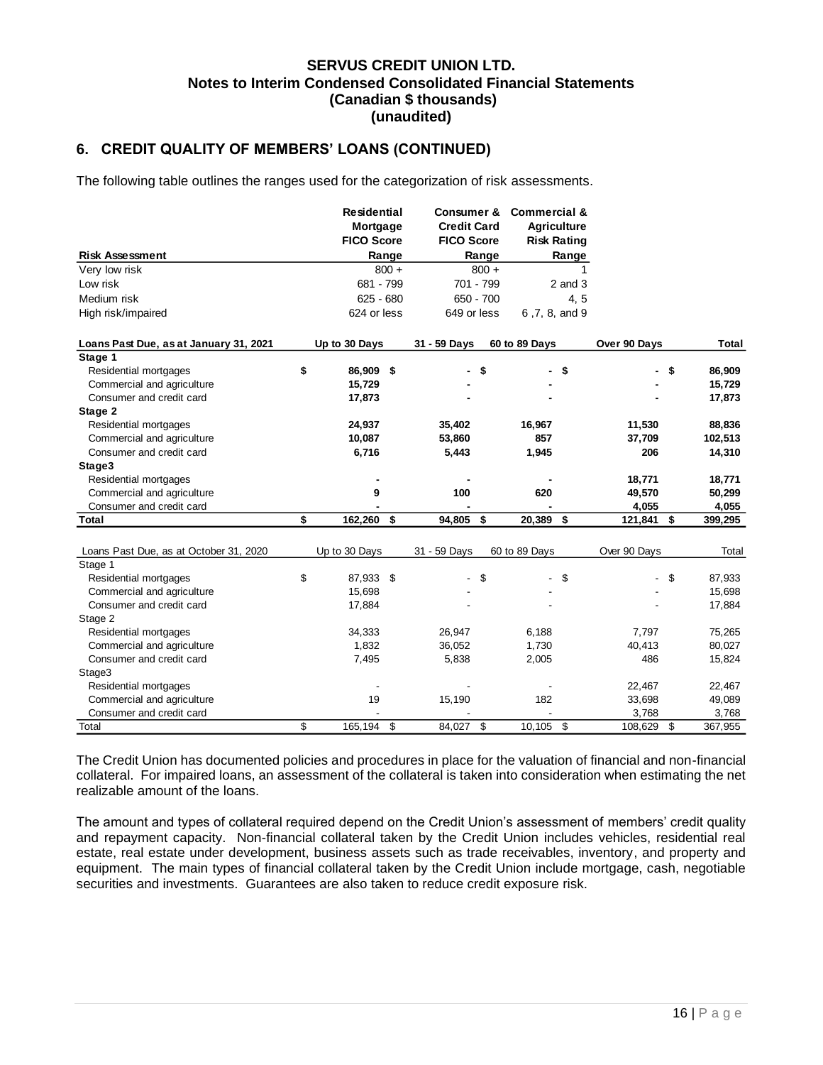## 6. CREDIT QUALITY OF MEMBERS' LOANS (CONTINUED)

The following table outlines the ranges used for the categorization of risk assessments.

| Risk Assessment | Residential Mortgage FICO Score Range | Consumer & Credit Card FICO Score Range | Commercial & Agriculture Risk Rating Range |
|---|---|---|---|
| Very low risk | 800 + | 800 + | 1 |
| Low risk | 681 - 799 | 701 - 799 | 2 and 3 |
| Medium risk | 625 - 680 | 650 - 700 | 4, 5 |
| High risk/impaired | 624 or less | 649 or less | 6 ,7, 8, and 9 |

| **Loans Past Due, as at January 31, 2021** | **Up to 30 Days** | **31 - 59 Days** | **60 to 89 Days** | **Over 90 Days** | **Total** |
|---|---|---|---|---|---|
| **Stage 1** | | | | | |
| Residential mortgages | **$ 86,909** | **$ -** | **$ -** | **$ -** | **$ 86,909** |
| Commercial and agriculture | **15,729** | **-** | **-** | **-** | **15,729** |
| Consumer and credit card | **17,873** | **-** | **-** | **-** | **17,873** |
| **Stage 2** | | | | | |
| Residential mortgages | **24,937** | **35,402** | **16,967** | **11,530** | **88,836** |
| Commercial and agriculture | **10,087** | **53,860** | **857** | **37,709** | **102,513** |
| Consumer and credit card | **6,716** | **5,443** | **1,945** | **206** | **14,310** |
| **Stage3** | | | | | |
| Residential mortgages | **-** | **-** | **-** | **18,771** | **18,771** |
| Commercial and agriculture | **9** | **100** | **620** | **49,570** | **50,299** |
| Consumer and credit card | **-** | **-** | **-** | **4,055** | **4,055** |
| **Total** | **$ 162,260** | **$ 94,805** | **$ 20,389** | **$ 121,841** | **$ 399,295** |

| Loans Past Due, as at October 31, 2020 | Up to 30 Days | 31 - 59 Days | 60 to 89 Days | Over 90 Days | Total |
|---|---|---|---|---|---|
| Stage 1 | | | | | |
| Residential mortgages | $ 87,933 | $ - | $ - | $ - | $ 87,933 |
| Commercial and agriculture | 15,698 | - | - | - | 15,698 |
| Consumer and credit card | 17,884 | - | - | - | 17,884 |
| Stage 2 | | | | | |
| Residential mortgages | 34,333 | 26,947 | 6,188 | 7,797 | 75,265 |
| Commercial and agriculture | 1,832 | 36,052 | 1,730 | 40,413 | 80,027 |
| Consumer and credit card | 7,495 | 5,838 | 2,005 | 486 | 15,824 |
| Stage3 | | | | | |
| Residential mortgages | - | - | - | 22,467 | 22,467 |
| Commercial and agriculture | 19 | 15,190 | 182 | 33,698 | 49,089 |
| Consumer and credit card | - | - | - | 3,768 | 3,768 |
| Total | $ 165,194 | $ 84,027 | $ 10,105 | $ 108,629 | $ 367,955 |

The Credit Union has documented policies and procedures in place for the valuation of financial and non-financial collateral. For impaired loans, an assessment of the collateral is taken into consideration when estimating the net realizable amount of the loans.

The amount and types of collateral required depend on the Credit Union's assessment of members' credit quality and repayment capacity. Non-financial collateral taken by the Credit Union includes vehicles, residential real estate, real estate under development, business assets such as trade receivables, inventory, and property and equipment. The main types of financial collateral taken by the Credit Union include mortgage, cash, negotiable securities and investments. Guarantees are also taken to reduce credit exposure risk.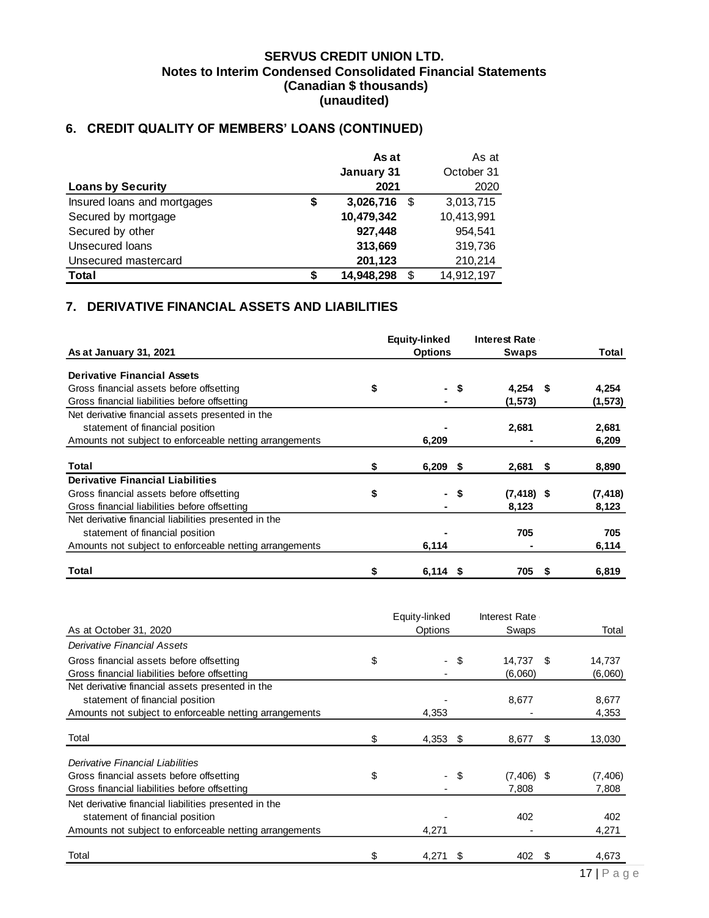**SERVUS CREDIT UNION LTD.**
**Notes to Interim Condensed Consolidated Financial Statements**
**(Canadian $ thousands)**
**(unaudited)**

## 6. CREDIT QUALITY OF MEMBERS' LOANS (CONTINUED)

| Loans by Security | As at January 31 2021 | As at October 31 2020 |
|---|---|---|
| Insured loans and mortgages | $ 3,026,716 | $ 3,013,715 |
| Secured by mortgage | 10,479,342 | 10,413,991 |
| Secured by other | 927,448 | 954,541 |
| Unsecured loans | 313,669 | 319,736 |
| Unsecured mastercard | 201,123 | 210,214 |
| **Total** | **$ 14,948,298** | $ 14,912,197 |

## 7. DERIVATIVE FINANCIAL ASSETS AND LIABILITIES

| As at January 31, 2021 | Equity-linked Options | Interest Rate Swaps | Total |
|---|---|---|---|
| **Derivative Financial Assets** | | | |
| Gross financial assets before offsetting | $ - | $ 4,254 | $ 4,254 |
| Gross financial liabilities before offsetting | - | (1,573) | (1,573) |
| Net derivative financial assets presented in the statement of financial position | - | 2,681 | 2,681 |
| Amounts not subject to enforceable netting arrangements | 6,209 | - | 6,209 |
| **Total** | $ 6,209 | $ 2,681 | $ 8,890 |
| **Derivative Financial Liabilities** | | | |
| Gross financial assets before offsetting | $ - | $ (7,418) | $ (7,418) |
| Gross financial liabilities before offsetting | - | 8,123 | 8,123 |
| Net derivative financial liabilities presented in the statement of financial position | - | 705 | 705 |
| Amounts not subject to enforceable netting arrangements | 6,114 | - | 6,114 |
| **Total** | $ 6,114 | $ 705 | $ 6,819 |

| As at October 31, 2020 | Equity-linked Options | Interest Rate Swaps | Total |
|---|---|---|---|
| *Derivative Financial Assets* | | | |
| Gross financial assets before offsetting | $ - | $ 14,737 | $ 14,737 |
| Gross financial liabilities before offsetting | - | (6,060) | (6,060) |
| Net derivative financial assets presented in the statement of financial position | - | 8,677 | 8,677 |
| Amounts not subject to enforceable netting arrangements | 4,353 | - | 4,353 |
| Total | $ 4,353 | $ 8,677 | $ 13,030 |
| *Derivative Financial Liabilities* | | | |
| Gross financial assets before offsetting | $ - | $ (7,406) | $ (7,406) |
| Gross financial liabilities before offsetting | - | 7,808 | 7,808 |
| Net derivative financial liabilities presented in the statement of financial position | - | 402 | 402 |
| Amounts not subject to enforceable netting arrangements | 4,271 | - | 4,271 |
| Total | $ 4,271 | $ 402 | $ 4,673 |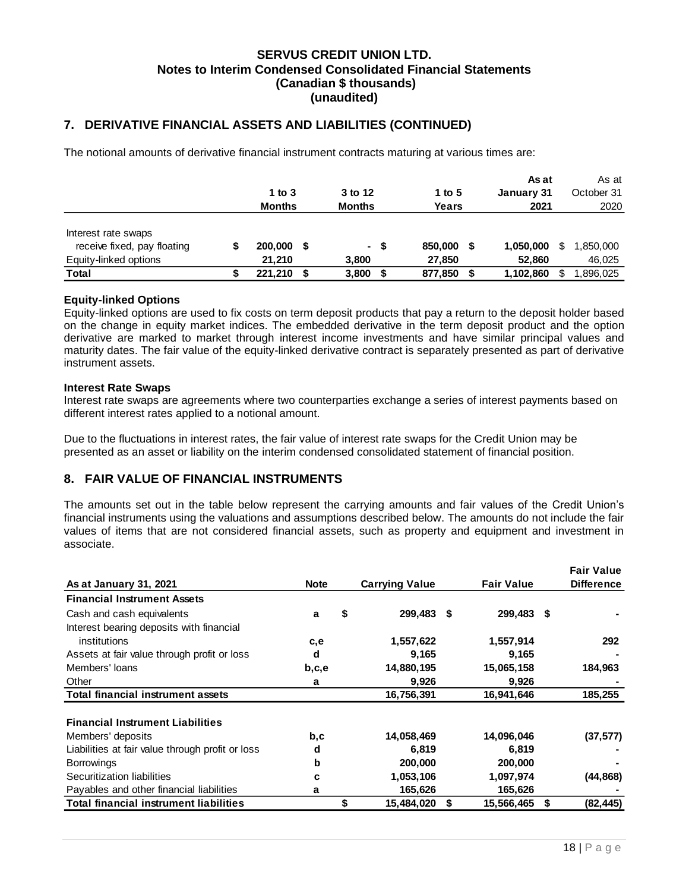# SERVUS CREDIT UNION LTD.
## Notes to Interim Condensed Consolidated Financial Statements
## (Canadian $ thousands)
## (unaudited)

## 7. DERIVATIVE FINANCIAL ASSETS AND LIABILITIES (CONTINUED)

The notional amounts of derivative financial instrument contracts maturing at various times are:

| | 1 to 3 Months | 3 to 12 Months | 1 to 5 Years | As at January 31 2021 | As at October 31 2020 |
|---|---|---|---|---|---|
| Interest rate swaps | | | | | |
| receive fixed, pay floating | $ 200,000 | $ - | $ 850,000 | $ 1,050,000 | $ 1,850,000 |
| Equity-linked options | 21,210 | 3,800 | 27,850 | 52,860 | 46,025 |
| **Total** | **$ 221,210** | **$ 3,800** | **$ 877,850** | **$ 1,102,860** | $ 1,896,025 |

**Equity-linked Options**

Equity-linked options are used to fix costs on term deposit products that pay a return to the deposit holder based on the change in equity market indices. The embedded derivative in the term deposit product and the option derivative are marked to market through interest income investments and have similar principal values and maturity dates. The fair value of the equity-linked derivative contract is separately presented as part of derivative instrument assets.

**Interest Rate Swaps**

Interest rate swaps are agreements where two counterparties exchange a series of interest payments based on different interest rates applied to a notional amount.

Due to the fluctuations in interest rates, the fair value of interest rate swaps for the Credit Union may be presented as an asset or liability on the interim condensed consolidated statement of financial position.

## 8. FAIR VALUE OF FINANCIAL INSTRUMENTS

The amounts set out in the table below represent the carrying amounts and fair values of the Credit Union's financial instruments using the valuations and assumptions described below. The amounts do not include the fair values of items that are not considered financial assets, such as property and equipment and investment in associate.

| As at January 31, 2021 | Note | Carrying Value | Fair Value | Fair Value Difference |
|---|---|---|---|---|
| **Financial Instrument Assets** | | | | |
| Cash and cash equivalents | a | $ 299,483 | $ 299,483 | $ - |
| Interest bearing deposits with financial institutions | c,e | 1,557,622 | 1,557,914 | 292 |
| Assets at fair value through profit or loss | d | 9,165 | 9,165 | - |
| Members' loans | b,c,e | 14,880,195 | 15,065,158 | 184,963 |
| Other | a | 9,926 | 9,926 | - |
| **Total financial instrument assets** | | 16,756,391 | 16,941,646 | 185,255 |
| **Financial Instrument Liabilities** | | | | |
| Members' deposits | b,c | 14,058,469 | 14,096,046 | (37,577) |
| Liabilities at fair value through profit or loss | d | 6,819 | 6,819 | - |
| Borrowings | b | 200,000 | 200,000 | - |
| Securitization liabilities | c | 1,053,106 | 1,097,974 | (44,868) |
| Payables and other financial liabilities | a | 165,626 | 165,626 | - |
| **Total financial instrument liabilities** | | $ 15,484,020 | $ 15,566,465 | $ (82,445) |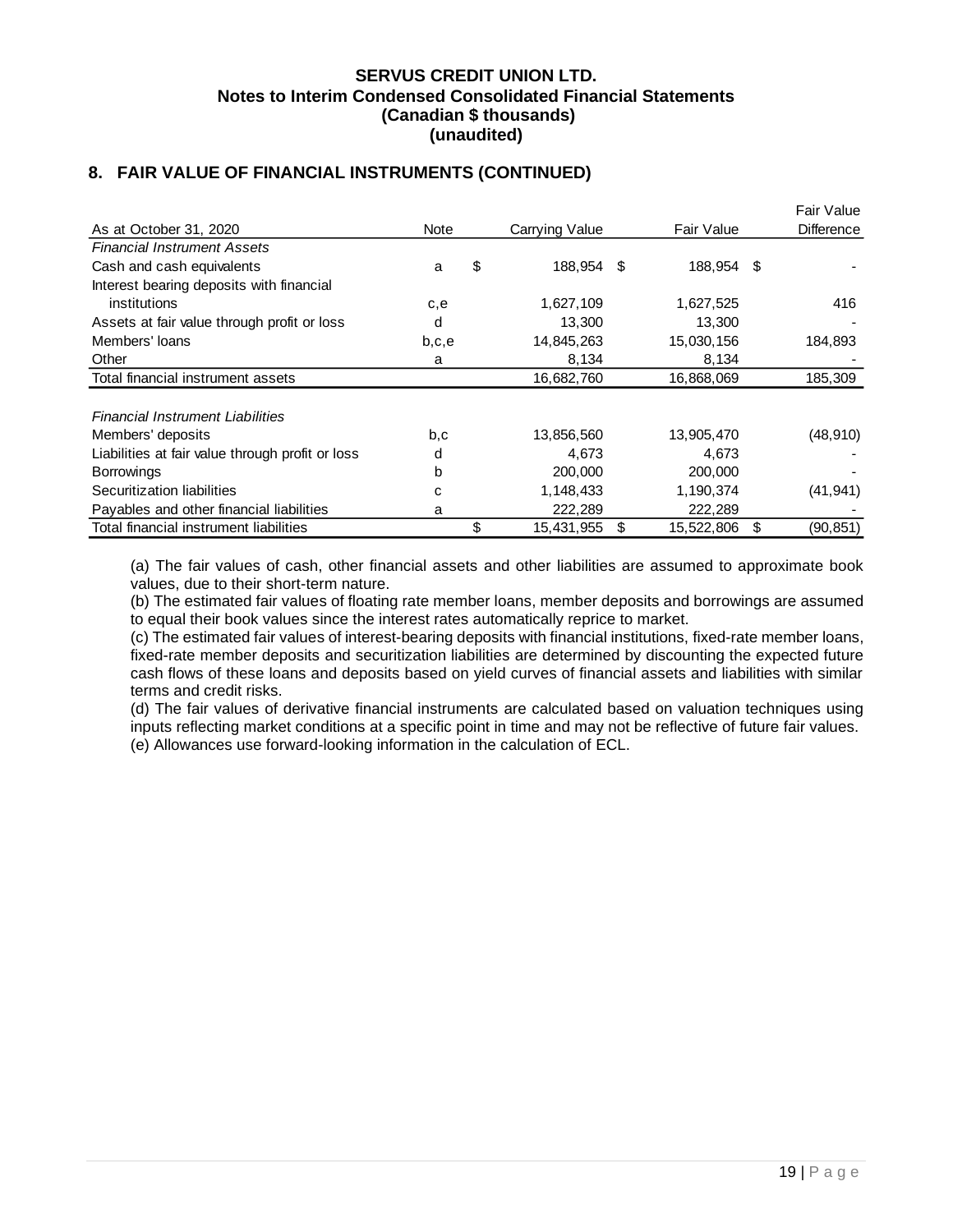**SERVUS CREDIT UNION LTD.**
**Notes to Interim Condensed Consolidated Financial Statements**
**(Canadian $ thousands)**
**(unaudited)**

## 8. FAIR VALUE OF FINANCIAL INSTRUMENTS (CONTINUED)

| As at October 31, 2020 | Note | Carrying Value | Fair Value | Fair Value Difference |
|---|---|---|---|---|
| *Financial Instrument Assets* | | | | |
| Cash and cash equivalents | a | $ 188,954 | $ 188,954 | $ - |
| Interest bearing deposits with financial institutions | c,e | 1,627,109 | 1,627,525 | 416 |
| Assets at fair value through profit or loss | d | 13,300 | 13,300 | - |
| Members' loans | b,c,e | 14,845,263 | 15,030,156 | 184,893 |
| Other | a | 8,134 | 8,134 | - |
| Total financial instrument assets | | 16,682,760 | 16,868,069 | 185,309 |
| *Financial Instrument Liabilities* | | | | |
| Members' deposits | b,c | 13,856,560 | 13,905,470 | (48,910) |
| Liabilities at fair value through profit or loss | d | 4,673 | 4,673 | - |
| Borrowings | b | 200,000 | 200,000 | - |
| Securitization liabilities | c | 1,148,433 | 1,190,374 | (41,941) |
| Payables and other financial liabilities | a | 222,289 | 222,289 | - |
| Total financial instrument liabilities | | $ 15,431,955 | $ 15,522,806 | $ (90,851) |

(a) The fair values of cash, other financial assets and other liabilities are assumed to approximate book values, due to their short-term nature.
(b) The estimated fair values of floating rate member loans, member deposits and borrowings are assumed to equal their book values since the interest rates automatically reprice to market.
(c) The estimated fair values of interest-bearing deposits with financial institutions, fixed-rate member loans, fixed-rate member deposits and securitization liabilities are determined by discounting the expected future cash flows of these loans and deposits based on yield curves of financial assets and liabilities with similar terms and credit risks.
(d) The fair values of derivative financial instruments are calculated based on valuation techniques using inputs reflecting market conditions at a specific point in time and may not be reflective of future fair values.
(e) Allowances use forward-looking information in the calculation of ECL.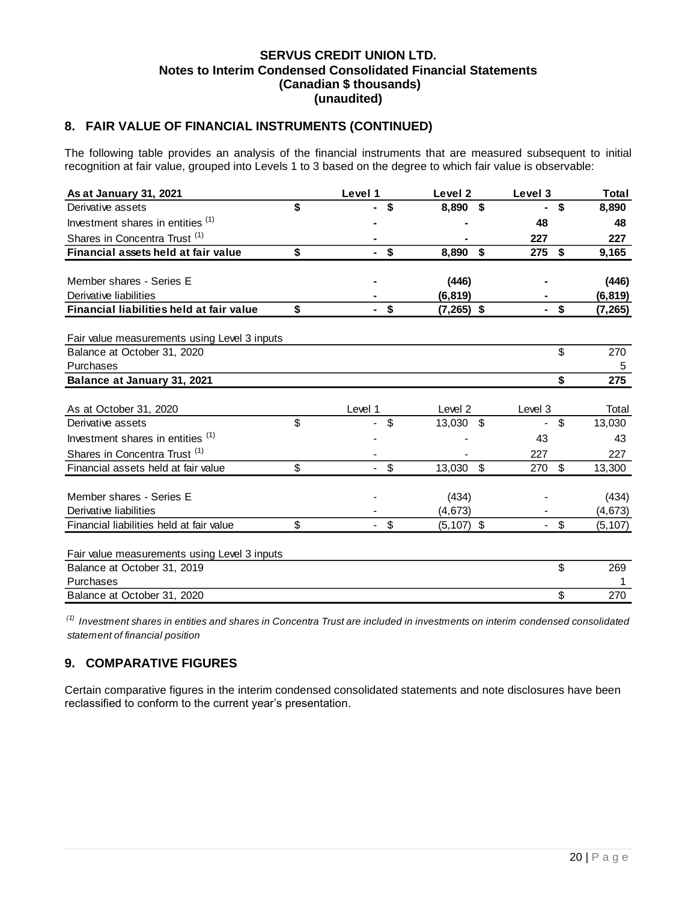**SERVUS CREDIT UNION LTD.**
**Notes to Interim Condensed Consolidated Financial Statements**
**(Canadian $ thousands)**
**(unaudited)**

## 8. FAIR VALUE OF FINANCIAL INSTRUMENTS (CONTINUED)

The following table provides an analysis of the financial instruments that are measured subsequent to initial recognition at fair value, grouped into Levels 1 to 3 based on the degree to which fair value is observable:

| **As at January 31, 2021** | **Level 1** | **Level 2** | **Level 3** | **Total** |
|---|---|---|---|---|
| Derivative assets | **$ -** | **$ 8,890** | **$ -** | **$ 8,890** |
| Investment shares in entities [(1)] | **-** | **-** | **48** | **48** |
| Shares in Concentra Trust [(1)] | **-** | **-** | **227** | **227** |
| **Financial assets held at fair value** | **$ -** | **$ 8,890** | **$ 275** | **$ 9,165** |
| | | | | |
| Member shares - Series E | **-** | **(446)** | **-** | **(446)** |
| Derivative liabilities | **-** | **(6,819)** | **-** | **(6,819)** |
| **Financial liabilities held at fair value** | **$ -** | **$ (7,265)** | **$ -** | **$ (7,265)** |

| Fair value measurements using Level 3 inputs | |
|---|---|
| Balance at October 31, 2020 | $ 270 |
| Purchases | 5 |
| **Balance at January 31, 2021** | **$ 275** |

| As at October 31, 2020 | Level 1 | Level 2 | Level 3 | Total |
|---|---|---|---|---|
| Derivative assets | $ - | $ 13,030 | $ - | $ 13,030 |
| Investment shares in entities [(1)] | - | - | 43 | 43 |
| Shares in Concentra Trust [(1)] | - | - | 227 | 227 |
| Financial assets held at fair value | $ - | $ 13,030 | $ 270 | $ 13,300 |
| | | | | |
| Member shares - Series E | - | (434) | - | (434) |
| Derivative liabilities | - | (4,673) | - | (4,673) |
| Financial liabilities held at fair value | $ - | $ (5,107) | $ - | $ (5,107) |

| Fair value measurements using Level 3 inputs | |
|---|---|
| Balance at October 31, 2019 | $ 269 |
| Purchases | 1 |
| Balance at October 31, 2020 | $ 270 |

*[(1)] Investment shares in entities and shares in Concentra Trust are included in investments on interim condensed consolidated statement of financial position*

## 9. COMPARATIVE FIGURES

Certain comparative figures in the interim condensed consolidated statements and note disclosures have been reclassified to conform to the current year's presentation.